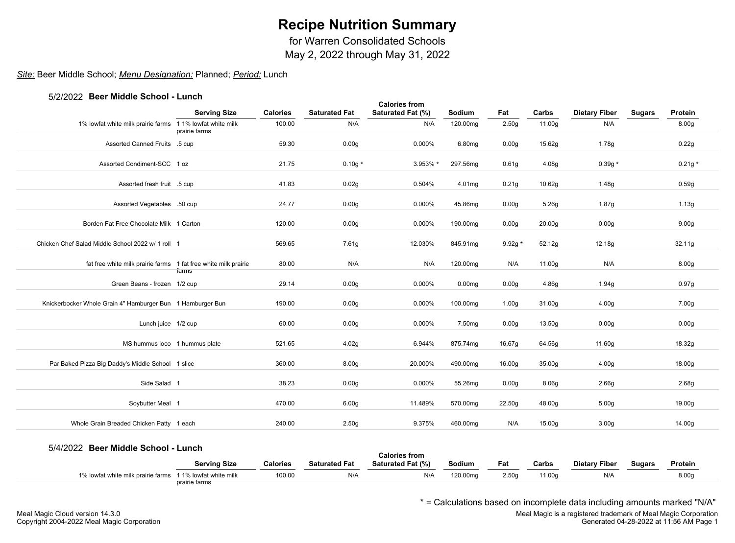# Recipe Nutrition Summary

for Warren Consolidated Schools
May 2, 2022 through May 31, 2022

*Site:* Beer Middle School; *Menu Designation:* Planned; *Period:* Lunch

### 5/2/2022 **Beer Middle School - Lunch**

| | Serving Size | Calories | Saturated Fat | Calories from Saturated Fat (%) | Sodium | Fat | Carbs | Dietary Fiber | Sugars | Protein |
|---|---|---|---|---|---|---|---|---|---|---|
| 1% lowfat white milk prairie farms | 1 1% lowfat white milk prairie farms | 100.00 | N/A | N/A | 120.00mg | 2.50g | 11.00g | N/A | | 8.00g |
| Assorted Canned Fruits | .5 cup | 59.30 | 0.00g | 0.000% | 6.80mg | 0.00g | 15.62g | 1.78g | | 0.22g |
| Assorted Condiment-SCC | 1 oz | 21.75 | 0.10g * | 3.953% * | 297.56mg | 0.61g | 4.08g | 0.39g * | | 0.21g * |
| Assorted fresh fruit | .5 cup | 41.83 | 0.02g | 0.504% | 4.01mg | 0.21g | 10.62g | 1.48g | | 0.59g |
| Assorted Vegetables | .50 cup | 24.77 | 0.00g | 0.000% | 45.86mg | 0.00g | 5.26g | 1.87g | | 1.13g |
| Borden Fat Free Chocolate Milk | 1 Carton | 120.00 | 0.00g | 0.000% | 190.00mg | 0.00g | 20.00g | 0.00g | | 9.00g |
| Chicken Chef Salad Middle School 2022 w/ 1 roll | 1 | 569.65 | 7.61g | 12.030% | 845.91mg | 9.92g * | 52.12g | 12.18g | | 32.11g |
| fat free white milk prairie farms | 1 fat free white milk prairie farms | 80.00 | N/A | N/A | 120.00mg | N/A | 11.00g | N/A | | 8.00g |
| Green Beans - frozen | 1/2 cup | 29.14 | 0.00g | 0.000% | 0.00mg | 0.00g | 4.86g | 1.94g | | 0.97g |
| Knickerbocker Whole Grain 4" Hamburger Bun | 1 Hamburger Bun | 190.00 | 0.00g | 0.000% | 100.00mg | 1.00g | 31.00g | 4.00g | | 7.00g |
| Lunch juice | 1/2 cup | 60.00 | 0.00g | 0.000% | 7.50mg | 0.00g | 13.50g | 0.00g | | 0.00g |
| MS hummus loco | 1 hummus plate | 521.65 | 4.02g | 6.944% | 875.74mg | 16.67g | 64.56g | 11.60g | | 18.32g |
| Par Baked Pizza Big Daddy's Middle School | 1 slice | 360.00 | 8.00g | 20.000% | 490.00mg | 16.00g | 35.00g | 4.00g | | 18.00g |
| Side Salad | 1 | 38.23 | 0.00g | 0.000% | 55.26mg | 0.00g | 8.06g | 2.66g | | 2.68g |
| Soybutter Meal | 1 | 470.00 | 6.00g | 11.489% | 570.00mg | 22.50g | 48.00g | 5.00g | | 19.00g |
| Whole Grain Breaded Chicken Patty | 1 each | 240.00 | 2.50g | 9.375% | 460.00mg | N/A | 15.00g | 3.00g | | 14.00g |

### 5/4/2022 **Beer Middle School - Lunch**

| | Serving Size | Calories | Saturated Fat | Calories from Saturated Fat (%) | Sodium | Fat | Carbs | Dietary Fiber | Sugars | Protein |
|---|---|---|---|---|---|---|---|---|---|---|
| 1% lowfat white milk prairie farms | 1 1% lowfat white milk prairie farms | 100.00 | N/A | N/A | 120.00mg | 2.50g | 11.00g | N/A | | 8.00g |

* = Calculations based on incomplete data including amounts marked "N/A"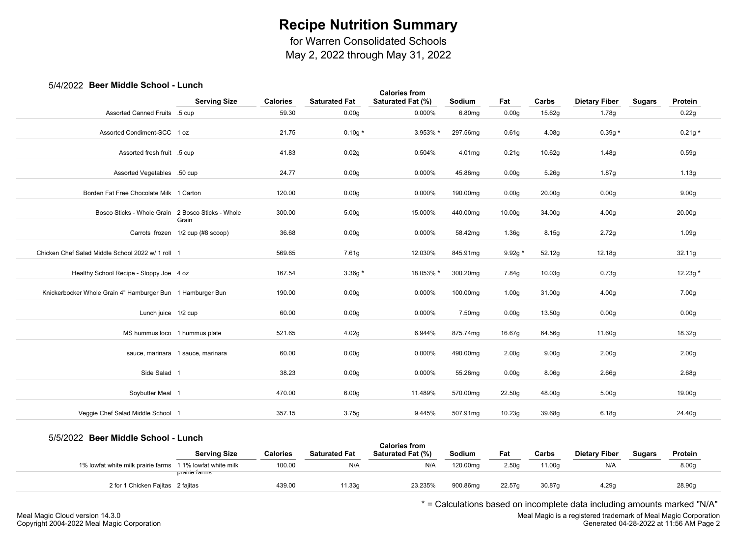# Recipe Nutrition Summary

for Warren Consolidated Schools
May 2, 2022 through May 31, 2022

## 5/4/2022 Beer Middle School - Lunch

| | Serving Size | Calories | Saturated Fat | Calories from Saturated Fat (%) | Sodium | Fat | Carbs | Dietary Fiber | Sugars | Protein |
|---|---|---|---|---|---|---|---|---|---|---|
| Assorted Canned Fruits | .5 cup | 59.30 | 0.00g | 0.000% | 6.80mg | 0.00g | 15.62g | 1.78g | | 0.22g |
| Assorted Condiment-SCC | 1 oz | 21.75 | 0.10g * | 3.953% * | 297.56mg | 0.61g | 4.08g | 0.39g * | | 0.21g * |
| Assorted fresh fruit | .5 cup | 41.83 | 0.02g | 0.504% | 4.01mg | 0.21g | 10.62g | 1.48g | | 0.59g |
| Assorted Vegetables | .50 cup | 24.77 | 0.00g | 0.000% | 45.86mg | 0.00g | 5.26g | 1.87g | | 1.13g |
| Borden Fat Free Chocolate Milk | 1 Carton | 120.00 | 0.00g | 0.000% | 190.00mg | 0.00g | 20.00g | 0.00g | | 9.00g |
| Bosco Sticks - Whole Grain | 2 Bosco Sticks - Whole Grain | 300.00 | 5.00g | 15.000% | 440.00mg | 10.00g | 34.00g | 4.00g | | 20.00g |
| Carrots frozen | 1/2 cup (#8 scoop) | 36.68 | 0.00g | 0.000% | 58.42mg | 1.36g | 8.15g | 2.72g | | 1.09g |
| Chicken Chef Salad Middle School 2022 w/ 1 roll | 1 | 569.65 | 7.61g | 12.030% | 845.91mg | 9.92g * | 52.12g | 12.18g | | 32.11g |
| Healthy School Recipe - Sloppy Joe | 4 oz | 167.54 | 3.36g * | 18.053% * | 300.20mg | 7.84g | 10.03g | 0.73g | | 12.23g * |
| Knickerbocker Whole Grain 4" Hamburger Bun | 1 Hamburger Bun | 190.00 | 0.00g | 0.000% | 100.00mg | 1.00g | 31.00g | 4.00g | | 7.00g |
| Lunch juice | 1/2 cup | 60.00 | 0.00g | 0.000% | 7.50mg | 0.00g | 13.50g | 0.00g | | 0.00g |
| MS hummus loco | 1 hummus plate | 521.65 | 4.02g | 6.944% | 875.74mg | 16.67g | 64.56g | 11.60g | | 18.32g |
| sauce, marinara | 1 sauce, marinara | 60.00 | 0.00g | 0.000% | 490.00mg | 2.00g | 9.00g | 2.00g | | 2.00g |
| Side Salad | 1 | 38.23 | 0.00g | 0.000% | 55.26mg | 0.00g | 8.06g | 2.66g | | 2.68g |
| Soybutter Meal | 1 | 470.00 | 6.00g | 11.489% | 570.00mg | 22.50g | 48.00g | 5.00g | | 19.00g |
| Veggie Chef Salad Middle School | 1 | 357.15 | 3.75g | 9.445% | 507.91mg | 10.23g | 39.68g | 6.18g | | 24.40g |

## 5/5/2022 Beer Middle School - Lunch

| | Serving Size | Calories | Saturated Fat | Calories from Saturated Fat (%) | Sodium | Fat | Carbs | Dietary Fiber | Sugars | Protein |
|---|---|---|---|---|---|---|---|---|---|---|
| 1% lowfat white milk prairie farms | 1 1% lowfat white milk prairie farms | 100.00 | N/A | N/A | 120.00mg | 2.50g | 11.00g | N/A | | 8.00g |
| 2 for 1 Chicken Fajitas | 2 fajitas | 439.00 | 11.33g | 23.235% | 900.86mg | 22.57g | 30.87g | 4.29g | | 28.90g |

\* = Calculations based on incomplete data including amounts marked "N/A"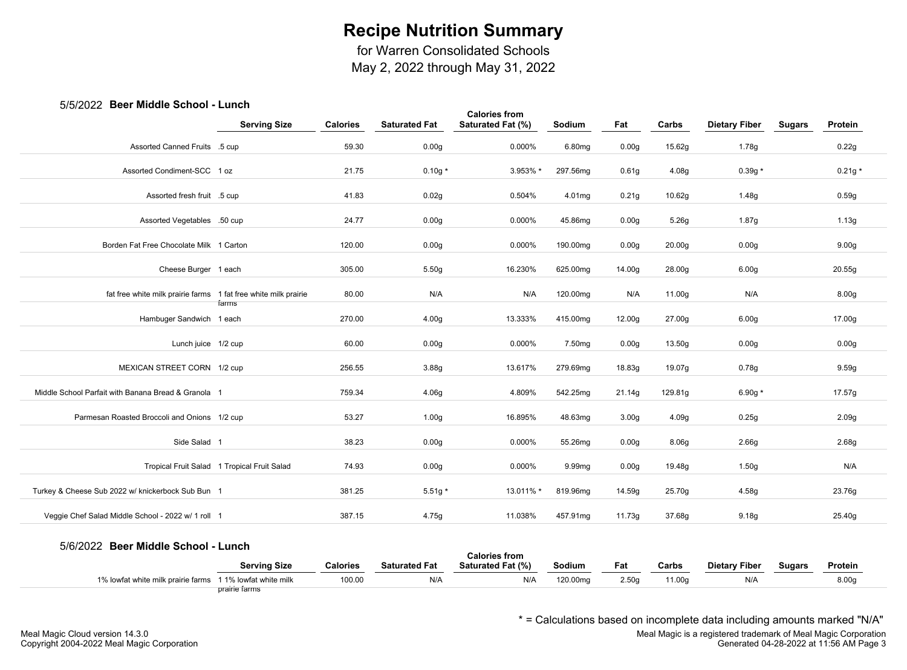# Recipe Nutrition Summary

for Warren Consolidated Schools
May 2, 2022 through May 31, 2022

## 5/5/2022 Beer Middle School - Lunch

| | Serving Size | Calories | Saturated Fat | Calories from Saturated Fat (%) | Sodium | Fat | Carbs | Dietary Fiber | Sugars | Protein |
|---|---|---|---|---|---|---|---|---|---|---|
| Assorted Canned Fruits | .5 cup | 59.30 | 0.00g | 0.000% | 6.80mg | 0.00g | 15.62g | 1.78g | | 0.22g |
| Assorted Condiment-SCC | 1 oz | 21.75 | 0.10g * | 3.953% * | 297.56mg | 0.61g | 4.08g | 0.39g * | | 0.21g * |
| Assorted fresh fruit | .5 cup | 41.83 | 0.02g | 0.504% | 4.01mg | 0.21g | 10.62g | 1.48g | | 0.59g |
| Assorted Vegetables | .50 cup | 24.77 | 0.00g | 0.000% | 45.86mg | 0.00g | 5.26g | 1.87g | | 1.13g |
| Borden Fat Free Chocolate Milk | 1 Carton | 120.00 | 0.00g | 0.000% | 190.00mg | 0.00g | 20.00g | 0.00g | | 9.00g |
| Cheese Burger | 1 each | 305.00 | 5.50g | 16.230% | 625.00mg | 14.00g | 28.00g | 6.00g | | 20.55g |
| fat free white milk prairie farms | 1 fat free white milk prairie farms | 80.00 | N/A | N/A | 120.00mg | N/A | 11.00g | N/A | | 8.00g |
| Hambuger Sandwich | 1 each | 270.00 | 4.00g | 13.333% | 415.00mg | 12.00g | 27.00g | 6.00g | | 17.00g |
| Lunch juice | 1/2 cup | 60.00 | 0.00g | 0.000% | 7.50mg | 0.00g | 13.50g | 0.00g | | 0.00g |
| MEXICAN STREET CORN | 1/2 cup | 256.55 | 3.88g | 13.617% | 279.69mg | 18.83g | 19.07g | 0.78g | | 9.59g |
| Middle School Parfait with Banana Bread & Granola | 1 | 759.34 | 4.06g | 4.809% | 542.25mg | 21.14g | 129.81g | 6.90g * | | 17.57g |
| Parmesan Roasted Broccoli and Onions | 1/2 cup | 53.27 | 1.00g | 16.895% | 48.63mg | 3.00g | 4.09g | 0.25g | | 2.09g |
| Side Salad | 1 | 38.23 | 0.00g | 0.000% | 55.26mg | 0.00g | 8.06g | 2.66g | | 2.68g |
| Tropical Fruit Salad | 1 Tropical Fruit Salad | 74.93 | 0.00g | 0.000% | 9.99mg | 0.00g | 19.48g | 1.50g | | N/A |
| Turkey & Cheese Sub 2022 w/ knickerbock Sub Bun | 1 | 381.25 | 5.51g * | 13.011% * | 819.96mg | 14.59g | 25.70g | 4.58g | | 23.76g |
| Veggie Chef Salad Middle School - 2022 w/ 1 roll | 1 | 387.15 | 4.75g | 11.038% | 457.91mg | 11.73g | 37.68g | 9.18g | | 25.40g |

## 5/6/2022 Beer Middle School - Lunch

| | Serving Size | Calories | Saturated Fat | Calories from Saturated Fat (%) | Sodium | Fat | Carbs | Dietary Fiber | Sugars | Protein |
|---|---|---|---|---|---|---|---|---|---|---|
| 1% lowfat white milk prairie farms | 1 1% lowfat white milk prairie farms | 100.00 | N/A | N/A | 120.00mg | 2.50g | 11.00g | N/A | | 8.00g |

* = Calculations based on incomplete data including amounts marked "N/A"

Meal Magic Cloud version 14.3.0
Copyright 2004-2022 Meal Magic Corporation

Meal Magic is a registered trademark of Meal Magic Corporation
Generated 04-28-2022 at 11:56 AM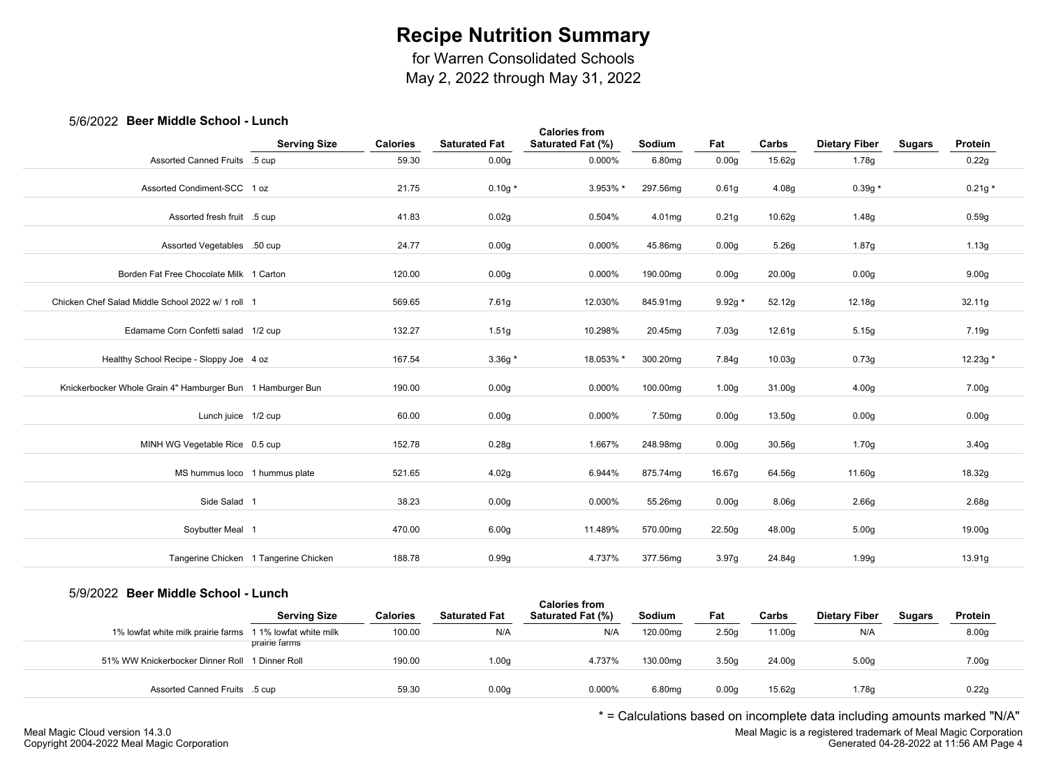# Recipe Nutrition Summary

for Warren Consolidated Schools
May 2, 2022 through May 31, 2022

## 5/6/2022 Beer Middle School - Lunch

| | Serving Size | Calories | Saturated Fat | Calories from Saturated Fat (%) | Sodium | Fat | Carbs | Dietary Fiber | Sugars | Protein |
|---|---|---|---|---|---|---|---|---|---|---|
| Assorted Canned Fruits | .5 cup | 59.30 | 0.00g | 0.000% | 6.80mg | 0.00g | 15.62g | 1.78g | | 0.22g |
| Assorted Condiment-SCC | 1 oz | 21.75 | 0.10g * | 3.953% * | 297.56mg | 0.61g | 4.08g | 0.39g * | | 0.21g * |
| Assorted fresh fruit | .5 cup | 41.83 | 0.02g | 0.504% | 4.01mg | 0.21g | 10.62g | 1.48g | | 0.59g |
| Assorted Vegetables | .50 cup | 24.77 | 0.00g | 0.000% | 45.86mg | 0.00g | 5.26g | 1.87g | | 1.13g |
| Borden Fat Free Chocolate Milk | 1 Carton | 120.00 | 0.00g | 0.000% | 190.00mg | 0.00g | 20.00g | 0.00g | | 9.00g |
| Chicken Chef Salad Middle School 2022 w/ 1 roll | 1 | 569.65 | 7.61g | 12.030% | 845.91mg | 9.92g * | 52.12g | 12.18g | | 32.11g |
| Edamame Corn Confetti salad | 1/2 cup | 132.27 | 1.51g | 10.298% | 20.45mg | 7.03g | 12.61g | 5.15g | | 7.19g |
| Healthy School Recipe - Sloppy Joe | 4 oz | 167.54 | 3.36g * | 18.053% * | 300.20mg | 7.84g | 10.03g | 0.73g | | 12.23g * |
| Knickerbocker Whole Grain 4" Hamburger Bun | 1 Hamburger Bun | 190.00 | 0.00g | 0.000% | 100.00mg | 1.00g | 31.00g | 4.00g | | 7.00g |
| Lunch juice | 1/2 cup | 60.00 | 0.00g | 0.000% | 7.50mg | 0.00g | 13.50g | 0.00g | | 0.00g |
| MINH WG Vegetable Rice | 0.5 cup | 152.78 | 0.28g | 1.667% | 248.98mg | 0.00g | 30.56g | 1.70g | | 3.40g |
| MS hummus loco | 1 hummus plate | 521.65 | 4.02g | 6.944% | 875.74mg | 16.67g | 64.56g | 11.60g | | 18.32g |
| Side Salad | 1 | 38.23 | 0.00g | 0.000% | 55.26mg | 0.00g | 8.06g | 2.66g | | 2.68g |
| Soybutter Meal | 1 | 470.00 | 6.00g | 11.489% | 570.00mg | 22.50g | 48.00g | 5.00g | | 19.00g |
| Tangerine Chicken | 1 Tangerine Chicken | 188.78 | 0.99g | 4.737% | 377.56mg | 3.97g | 24.84g | 1.99g | | 13.91g |

## 5/9/2022 Beer Middle School - Lunch

| | Serving Size | Calories | Saturated Fat | Calories from Saturated Fat (%) | Sodium | Fat | Carbs | Dietary Fiber | Sugars | Protein |
|---|---|---|---|---|---|---|---|---|---|---|
| 1% lowfat white milk prairie farms | 1 1% lowfat white milk prairie farms | 100.00 | N/A | N/A | 120.00mg | 2.50g | 11.00g | N/A | | 8.00g |
| 51% WW Knickerbocker Dinner Roll | 1 Dinner Roll | 190.00 | 1.00g | 4.737% | 130.00mg | 3.50g | 24.00g | 5.00g | | 7.00g |
| Assorted Canned Fruits | .5 cup | 59.30 | 0.00g | 0.000% | 6.80mg | 0.00g | 15.62g | 1.78g | | 0.22g |

* = Calculations based on incomplete data including amounts marked "N/A"

Meal Magic Cloud version 14.3.0
Copyright 2004-2022 Meal Magic Corporation

Meal Magic is a registered trademark of Meal Magic Corporation
Generated 04-28-2022 at 11:56 AM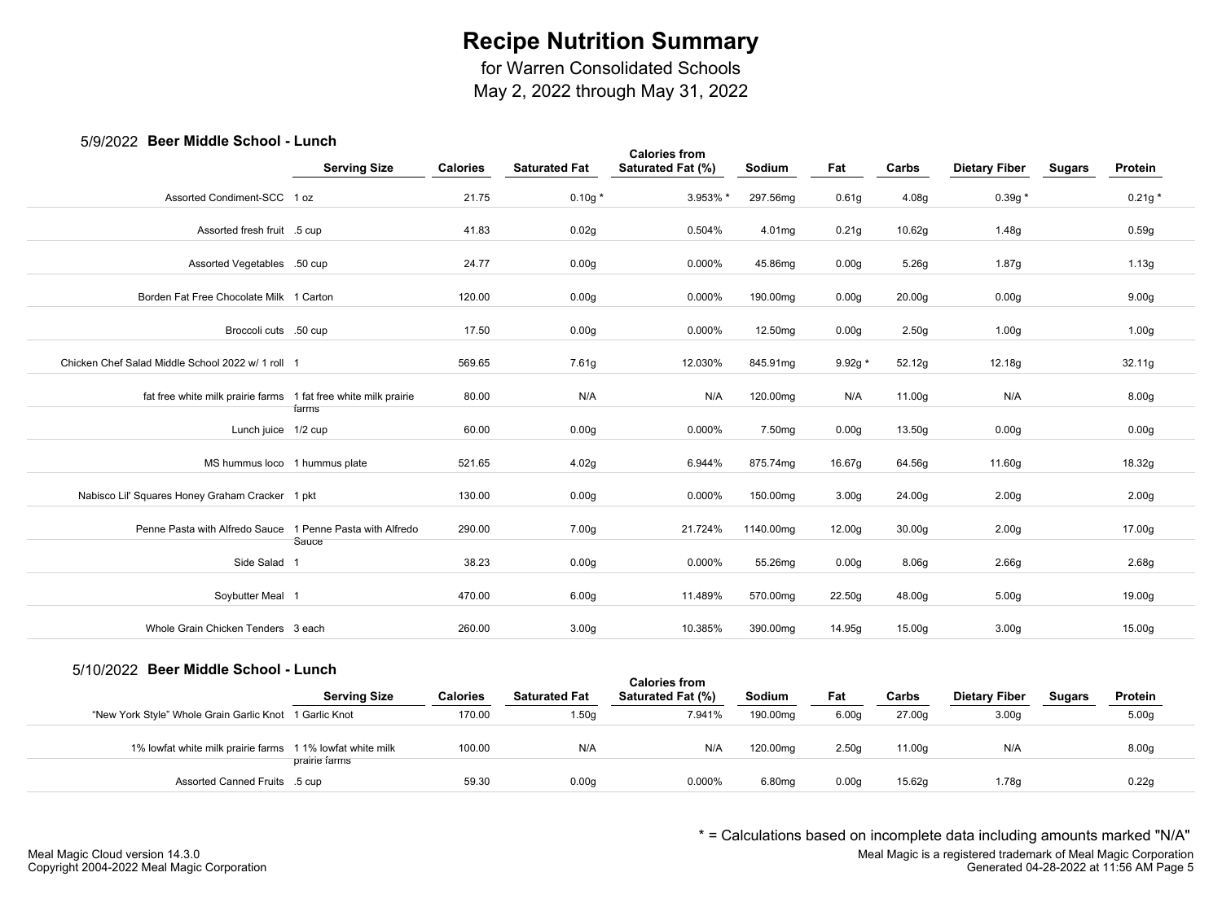# Recipe Nutrition Summary

for Warren Consolidated Schools
May 2, 2022 through May 31, 2022

## 5/9/2022 Beer Middle School - Lunch

| | Serving Size | Calories | Saturated Fat | Calories from Saturated Fat (%) | Sodium | Fat | Carbs | Dietary Fiber | Sugars | Protein |
|---|---|---|---|---|---|---|---|---|---|---|
| Assorted Condiment-SCC | 1 oz | 21.75 | 0.10g * | 3.953% * | 297.56mg | 0.61g | 4.08g | 0.39g * | | 0.21g * |
| Assorted fresh fruit | .5 cup | 41.83 | 0.02g | 0.504% | 4.01mg | 0.21g | 10.62g | 1.48g | | 0.59g |
| Assorted Vegetables | .50 cup | 24.77 | 0.00g | 0.000% | 45.86mg | 0.00g | 5.26g | 1.87g | | 1.13g |
| Borden Fat Free Chocolate Milk | 1 Carton | 120.00 | 0.00g | 0.000% | 190.00mg | 0.00g | 20.00g | 0.00g | | 9.00g |
| Broccoli cuts | .50 cup | 17.50 | 0.00g | 0.000% | 12.50mg | 0.00g | 2.50g | 1.00g | | 1.00g |
| Chicken Chef Salad Middle School 2022 w/ 1 roll | 1 | 569.65 | 7.61g | 12.030% | 845.91mg | 9.92g * | 52.12g | 12.18g | | 32.11g |
| fat free white milk prairie farms | 1 fat free white milk prairie farms | 80.00 | N/A | N/A | 120.00mg | N/A | 11.00g | N/A | | 8.00g |
| Lunch juice | 1/2 cup | 60.00 | 0.00g | 0.000% | 7.50mg | 0.00g | 13.50g | 0.00g | | 0.00g |
| MS hummus loco | 1 hummus plate | 521.65 | 4.02g | 6.944% | 875.74mg | 16.67g | 64.56g | 11.60g | | 18.32g |
| Nabisco Lil' Squares Honey Graham Cracker | 1 pkt | 130.00 | 0.00g | 0.000% | 150.00mg | 3.00g | 24.00g | 2.00g | | 2.00g |
| Penne Pasta with Alfredo Sauce | 1 Penne Pasta with Alfredo Sauce | 290.00 | 7.00g | 21.724% | 1140.00mg | 12.00g | 30.00g | 2.00g | | 17.00g |
| Side Salad | 1 | 38.23 | 0.00g | 0.000% | 55.26mg | 0.00g | 8.06g | 2.66g | | 2.68g |
| Soybutter Meal | 1 | 470.00 | 6.00g | 11.489% | 570.00mg | 22.50g | 48.00g | 5.00g | | 19.00g |
| Whole Grain Chicken Tenders | 3 each | 260.00 | 3.00g | 10.385% | 390.00mg | 14.95g | 15.00g | 3.00g | | 15.00g |

## 5/10/2022 Beer Middle School - Lunch

| | Serving Size | Calories | Saturated Fat | Calories from Saturated Fat (%) | Sodium | Fat | Carbs | Dietary Fiber | Sugars | Protein |
|---|---|---|---|---|---|---|---|---|---|---|
| "New York Style" Whole Grain Garlic Knot | 1 Garlic Knot | 170.00 | 1.50g | 7.941% | 190.00mg | 6.00g | 27.00g | 3.00g | | 5.00g |
| 1% lowfat white milk prairie farms | 1 1% lowfat white milk prairie farms | 100.00 | N/A | N/A | 120.00mg | 2.50g | 11.00g | N/A | | 8.00g |
| Assorted Canned Fruits | .5 cup | 59.30 | 0.00g | 0.000% | 6.80mg | 0.00g | 15.62g | 1.78g | | 0.22g |

* = Calculations based on incomplete data including amounts marked "N/A"

Meal Magic Cloud version 14.3.0
Copyright 2004-2022 Meal Magic Corporation

Meal Magic is a registered trademark of Meal Magic Corporation
Generated 04-28-2022 at 11:56 AM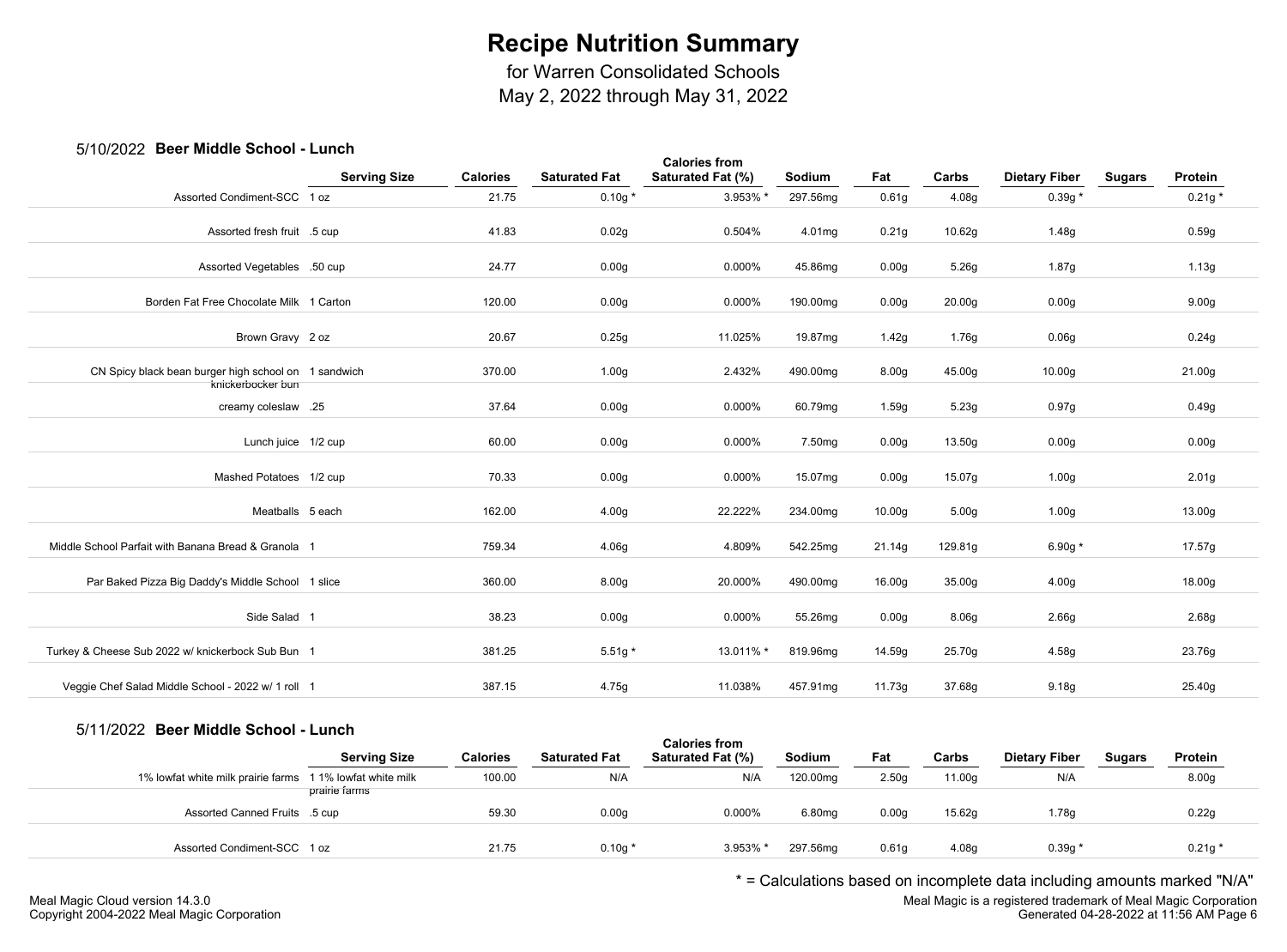# Recipe Nutrition Summary

for Warren Consolidated Schools
May 2, 2022 through May 31, 2022

## 5/10/2022 Beer Middle School - Lunch

| | Serving Size | Calories | Saturated Fat | Calories from Saturated Fat (%) | Sodium | Fat | Carbs | Dietary Fiber | Sugars | Protein |
|---|---|---|---|---|---|---|---|---|---|---|
| Assorted Condiment-SCC | 1 oz | 21.75 | 0.10g * | 3.953% * | 297.56mg | 0.61g | 4.08g | 0.39g * | | 0.21g * |
| Assorted fresh fruit | .5 cup | 41.83 | 0.02g | 0.504% | 4.01mg | 0.21g | 10.62g | 1.48g | | 0.59g |
| Assorted Vegetables | .50 cup | 24.77 | 0.00g | 0.000% | 45.86mg | 0.00g | 5.26g | 1.87g | | 1.13g |
| Borden Fat Free Chocolate Milk | 1 Carton | 120.00 | 0.00g | 0.000% | 190.00mg | 0.00g | 20.00g | 0.00g | | 9.00g |
| Brown Gravy | 2 oz | 20.67 | 0.25g | 11.025% | 19.87mg | 1.42g | 1.76g | 0.06g | | 0.24g |
| CN Spicy black bean burger high school on knickerbocker bun | 1 sandwich | 370.00 | 1.00g | 2.432% | 490.00mg | 8.00g | 45.00g | 10.00g | | 21.00g |
| creamy coleslaw | .25 | 37.64 | 0.00g | 0.000% | 60.79mg | 1.59g | 5.23g | 0.97g | | 0.49g |
| Lunch juice | 1/2 cup | 60.00 | 0.00g | 0.000% | 7.50mg | 0.00g | 13.50g | 0.00g | | 0.00g |
| Mashed Potatoes | 1/2 cup | 70.33 | 0.00g | 0.000% | 15.07mg | 0.00g | 15.07g | 1.00g | | 2.01g |
| Meatballs | 5 each | 162.00 | 4.00g | 22.222% | 234.00mg | 10.00g | 5.00g | 1.00g | | 13.00g |
| Middle School Parfait with Banana Bread & Granola | 1 | 759.34 | 4.06g | 4.809% | 542.25mg | 21.14g | 129.81g | 6.90g * | | 17.57g |
| Par Baked Pizza Big Daddy's Middle School | 1 slice | 360.00 | 8.00g | 20.000% | 490.00mg | 16.00g | 35.00g | 4.00g | | 18.00g |
| Side Salad | 1 | 38.23 | 0.00g | 0.000% | 55.26mg | 0.00g | 8.06g | 2.66g | | 2.68g |
| Turkey & Cheese Sub 2022 w/ knickerbock Sub Bun | 1 | 381.25 | 5.51g * | 13.011% * | 819.96mg | 14.59g | 25.70g | 4.58g | | 23.76g |
| Veggie Chef Salad Middle School - 2022 w/ 1 roll | 1 | 387.15 | 4.75g | 11.038% | 457.91mg | 11.73g | 37.68g | 9.18g | | 25.40g |

## 5/11/2022 Beer Middle School - Lunch

| | Serving Size | Calories | Saturated Fat | Calories from Saturated Fat (%) | Sodium | Fat | Carbs | Dietary Fiber | Sugars | Protein |
|---|---|---|---|---|---|---|---|---|---|---|
| 1% lowfat white milk prairie farms | 1 1% lowfat white milk prairie farms | 100.00 | N/A | N/A | 120.00mg | 2.50g | 11.00g | N/A | | 8.00g |
| Assorted Canned Fruits | .5 cup | 59.30 | 0.00g | 0.000% | 6.80mg | 0.00g | 15.62g | 1.78g | | 0.22g |
| Assorted Condiment-SCC | 1 oz | 21.75 | 0.10g * | 3.953% * | 297.56mg | 0.61g | 4.08g | 0.39g * | | 0.21g * |

\* = Calculations based on incomplete data including amounts marked "N/A"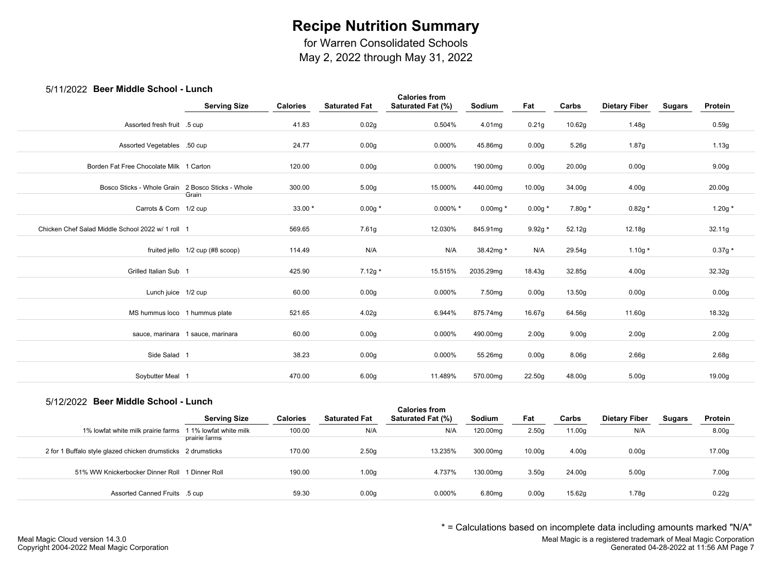# Recipe Nutrition Summary

for Warren Consolidated Schools
May 2, 2022 through May 31, 2022

## 5/11/2022 Beer Middle School - Lunch

| | Serving Size | Calories | Saturated Fat | Calories from Saturated Fat (%) | Sodium | Fat | Carbs | Dietary Fiber | Sugars | Protein |
|---|---|---|---|---|---|---|---|---|---|---|
| Assorted fresh fruit | .5 cup | 41.83 | 0.02g | 0.504% | 4.01mg | 0.21g | 10.62g | 1.48g | | 0.59g |
| Assorted Vegetables | .50 cup | 24.77 | 0.00g | 0.000% | 45.86mg | 0.00g | 5.26g | 1.87g | | 1.13g |
| Borden Fat Free Chocolate Milk | 1 Carton | 120.00 | 0.00g | 0.000% | 190.00mg | 0.00g | 20.00g | 0.00g | | 9.00g |
| Bosco Sticks - Whole Grain | 2 Bosco Sticks - Whole Grain | 300.00 | 5.00g | 15.000% | 440.00mg | 10.00g | 34.00g | 4.00g | | 20.00g |
| Carrots & Corn | 1/2 cup | 33.00 * | 0.00g * | 0.000% * | 0.00mg * | 0.00g * | 7.80g * | 0.82g * | | 1.20g * |
| Chicken Chef Salad Middle School 2022 w/ 1 roll | 1 | 569.65 | 7.61g | 12.030% | 845.91mg | 9.92g * | 52.12g | 12.18g | | 32.11g |
| fruited jello | 1/2 cup (#8 scoop) | 114.49 | N/A | N/A | 38.42mg * | N/A | 29.54g | 1.10g * | | 0.37g * |
| Grilled Italian Sub | 1 | 425.90 | 7.12g * | 15.515% | 2035.29mg | 18.43g | 32.85g | 4.00g | | 32.32g |
| Lunch juice | 1/2 cup | 60.00 | 0.00g | 0.000% | 7.50mg | 0.00g | 13.50g | 0.00g | | 0.00g |
| MS hummus loco | 1 hummus plate | 521.65 | 4.02g | 6.944% | 875.74mg | 16.67g | 64.56g | 11.60g | | 18.32g |
| sauce, marinara | 1 sauce, marinara | 60.00 | 0.00g | 0.000% | 490.00mg | 2.00g | 9.00g | 2.00g | | 2.00g |
| Side Salad | 1 | 38.23 | 0.00g | 0.000% | 55.26mg | 0.00g | 8.06g | 2.66g | | 2.68g |
| Soybutter Meal | 1 | 470.00 | 6.00g | 11.489% | 570.00mg | 22.50g | 48.00g | 5.00g | | 19.00g |

## 5/12/2022 Beer Middle School - Lunch

| | Serving Size | Calories | Saturated Fat | Calories from Saturated Fat (%) | Sodium | Fat | Carbs | Dietary Fiber | Sugars | Protein |
|---|---|---|---|---|---|---|---|---|---|---|
| 1% lowfat white milk prairie farms | 1 1% lowfat white milk prairie farms | 100.00 | N/A | N/A | 120.00mg | 2.50g | 11.00g | N/A | | 8.00g |
| 2 for 1 Buffalo style glazed chicken drumsticks | 2 drumsticks | 170.00 | 2.50g | 13.235% | 300.00mg | 10.00g | 4.00g | 0.00g | | 17.00g |
| 51% WW Knickerbocker Dinner Roll | 1 Dinner Roll | 190.00 | 1.00g | 4.737% | 130.00mg | 3.50g | 24.00g | 5.00g | | 7.00g |
| Assorted Canned Fruits | .5 cup | 59.30 | 0.00g | 0.000% | 6.80mg | 0.00g | 15.62g | 1.78g | | 0.22g |

* = Calculations based on incomplete data including amounts marked "N/A"

Meal Magic Cloud version 14.3.0
Copyright 2004-2022 Meal Magic Corporation

Meal Magic is a registered trademark of Meal Magic Corporation
Generated 04-28-2022 at 11:56 AM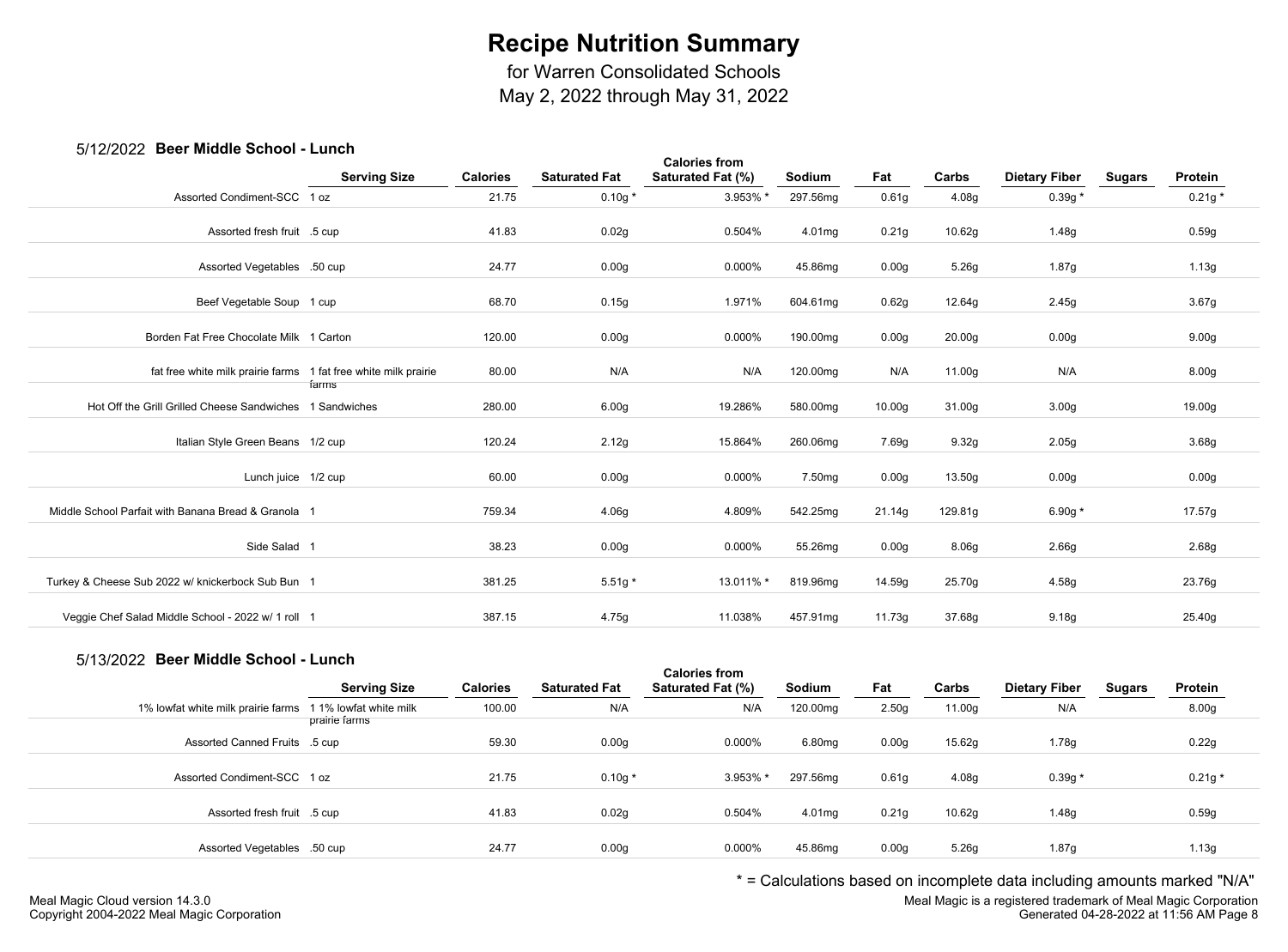# Recipe Nutrition Summary

for Warren Consolidated Schools
May 2, 2022 through May 31, 2022

## 5/12/2022 Beer Middle School - Lunch

| | Serving Size | Calories | Saturated Fat | Calories from Saturated Fat (%) | Sodium | Fat | Carbs | Dietary Fiber | Sugars | Protein |
|---|---|---|---|---|---|---|---|---|---|---|
| Assorted Condiment-SCC | 1 oz | 21.75 | 0.10g * | 3.953% * | 297.56mg | 0.61g | 4.08g | 0.39g * | | 0.21g * |
| Assorted fresh fruit | .5 cup | 41.83 | 0.02g | 0.504% | 4.01mg | 0.21g | 10.62g | 1.48g | | 0.59g |
| Assorted Vegetables | .50 cup | 24.77 | 0.00g | 0.000% | 45.86mg | 0.00g | 5.26g | 1.87g | | 1.13g |
| Beef Vegetable Soup | 1 cup | 68.70 | 0.15g | 1.971% | 604.61mg | 0.62g | 12.64g | 2.45g | | 3.67g |
| Borden Fat Free Chocolate Milk | 1 Carton | 120.00 | 0.00g | 0.000% | 190.00mg | 0.00g | 20.00g | 0.00g | | 9.00g |
| fat free white milk prairie farms | 1 fat free white milk prairie farms | 80.00 | N/A | N/A | 120.00mg | N/A | 11.00g | N/A | | 8.00g |
| Hot Off the Grill Grilled Cheese Sandwiches | 1 Sandwiches | 280.00 | 6.00g | 19.286% | 580.00mg | 10.00g | 31.00g | 3.00g | | 19.00g |
| Italian Style Green Beans | 1/2 cup | 120.24 | 2.12g | 15.864% | 260.06mg | 7.69g | 9.32g | 2.05g | | 3.68g |
| Lunch juice | 1/2 cup | 60.00 | 0.00g | 0.000% | 7.50mg | 0.00g | 13.50g | 0.00g | | 0.00g |
| Middle School Parfait with Banana Bread & Granola | 1 | 759.34 | 4.06g | 4.809% | 542.25mg | 21.14g | 129.81g | 6.90g * | | 17.57g |
| Side Salad | 1 | 38.23 | 0.00g | 0.000% | 55.26mg | 0.00g | 8.06g | 2.66g | | 2.68g |
| Turkey & Cheese Sub 2022 w/ knickerbock Sub Bun | 1 | 381.25 | 5.51g * | 13.011% * | 819.96mg | 14.59g | 25.70g | 4.58g | | 23.76g |
| Veggie Chef Salad Middle School - 2022 w/ 1 roll | 1 | 387.15 | 4.75g | 11.038% | 457.91mg | 11.73g | 37.68g | 9.18g | | 25.40g |

## 5/13/2022 Beer Middle School - Lunch

| | Serving Size | Calories | Saturated Fat | Calories from Saturated Fat (%) | Sodium | Fat | Carbs | Dietary Fiber | Sugars | Protein |
|---|---|---|---|---|---|---|---|---|---|---|
| 1% lowfat white milk prairie farms | 1 1% lowfat white milk prairie farms | 100.00 | N/A | N/A | 120.00mg | 2.50g | 11.00g | N/A | | 8.00g |
| Assorted Canned Fruits | .5 cup | 59.30 | 0.00g | 0.000% | 6.80mg | 0.00g | 15.62g | 1.78g | | 0.22g |
| Assorted Condiment-SCC | 1 oz | 21.75 | 0.10g * | 3.953% * | 297.56mg | 0.61g | 4.08g | 0.39g * | | 0.21g * |
| Assorted fresh fruit | .5 cup | 41.83 | 0.02g | 0.504% | 4.01mg | 0.21g | 10.62g | 1.48g | | 0.59g |
| Assorted Vegetables | .50 cup | 24.77 | 0.00g | 0.000% | 45.86mg | 0.00g | 5.26g | 1.87g | | 1.13g |

* = Calculations based on incomplete data including amounts marked "N/A"

Meal Magic Cloud version 14.3.0
Copyright 2004-2022 Meal Magic Corporation

Meal Magic is a registered trademark of Meal Magic Corporation
Generated 04-28-2022 at 11:56 AM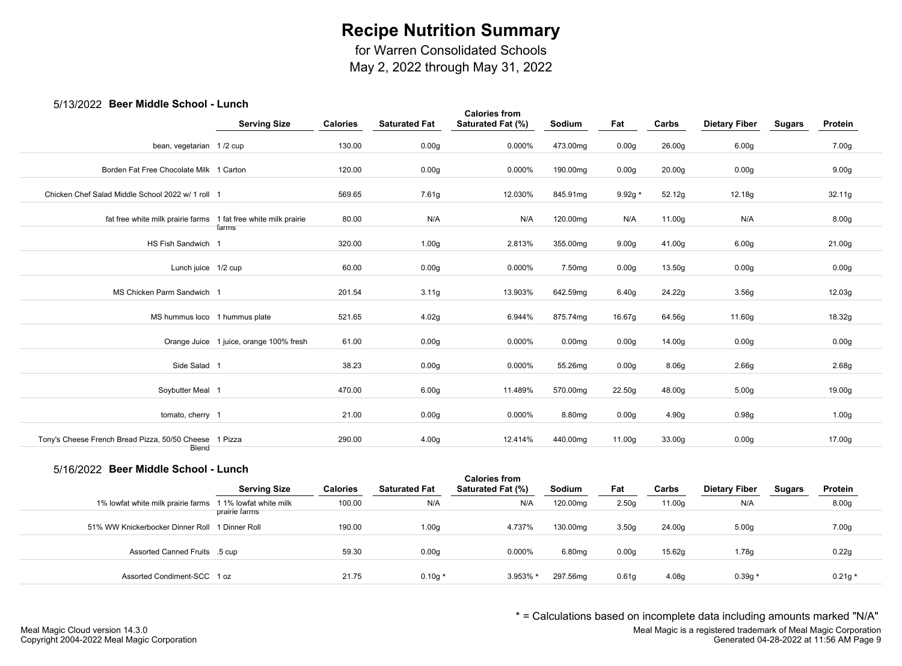# Recipe Nutrition Summary

for Warren Consolidated Schools
May 2, 2022 through May 31, 2022

## 5/13/2022 Beer Middle School - Lunch

| | Serving Size | Calories | Saturated Fat | Calories from Saturated Fat (%) | Sodium | Fat | Carbs | Dietary Fiber | Sugars | Protein |
|---|---|---|---|---|---|---|---|---|---|---|
| bean, vegetarian | 1 /2 cup | 130.00 | 0.00g | 0.000% | 473.00mg | 0.00g | 26.00g | 6.00g | | 7.00g |
| Borden Fat Free Chocolate Milk | 1 Carton | 120.00 | 0.00g | 0.000% | 190.00mg | 0.00g | 20.00g | 0.00g | | 9.00g |
| Chicken Chef Salad Middle School 2022 w/ 1 roll | 1 | 569.65 | 7.61g | 12.030% | 845.91mg | 9.92g * | 52.12g | 12.18g | | 32.11g |
| fat free white milk prairie farms | 1 fat free white milk prairie farms | 80.00 | N/A | N/A | 120.00mg | N/A | 11.00g | N/A | | 8.00g |
| HS Fish Sandwich | 1 | 320.00 | 1.00g | 2.813% | 355.00mg | 9.00g | 41.00g | 6.00g | | 21.00g |
| Lunch juice | 1/2 cup | 60.00 | 0.00g | 0.000% | 7.50mg | 0.00g | 13.50g | 0.00g | | 0.00g |
| MS Chicken Parm Sandwich | 1 | 201.54 | 3.11g | 13.903% | 642.59mg | 6.40g | 24.22g | 3.56g | | 12.03g |
| MS hummus loco | 1 hummus plate | 521.65 | 4.02g | 6.944% | 875.74mg | 16.67g | 64.56g | 11.60g | | 18.32g |
| Orange Juice | 1 juice, orange 100% fresh | 61.00 | 0.00g | 0.000% | 0.00mg | 0.00g | 14.00g | 0.00g | | 0.00g |
| Side Salad | 1 | 38.23 | 0.00g | 0.000% | 55.26mg | 0.00g | 8.06g | 2.66g | | 2.68g |
| Soybutter Meal | 1 | 470.00 | 6.00g | 11.489% | 570.00mg | 22.50g | 48.00g | 5.00g | | 19.00g |
| tomato, cherry | 1 | 21.00 | 0.00g | 0.000% | 8.80mg | 0.00g | 4.90g | 0.98g | | 1.00g |
| Tony's Cheese French Bread Pizza, 50/50 Cheese Blend | 1 Pizza | 290.00 | 4.00g | 12.414% | 440.00mg | 11.00g | 33.00g | 0.00g | | 17.00g |

## 5/16/2022 Beer Middle School - Lunch

| | Serving Size | Calories | Saturated Fat | Calories from Saturated Fat (%) | Sodium | Fat | Carbs | Dietary Fiber | Sugars | Protein |
|---|---|---|---|---|---|---|---|---|---|---|
| 1% lowfat white milk prairie farms | 1 1% lowfat white milk prairie farms | 100.00 | N/A | N/A | 120.00mg | 2.50g | 11.00g | N/A | | 8.00g |
| 51% WW Knickerbocker Dinner Roll | 1 Dinner Roll | 190.00 | 1.00g | 4.737% | 130.00mg | 3.50g | 24.00g | 5.00g | | 7.00g |
| Assorted Canned Fruits | .5 cup | 59.30 | 0.00g | 0.000% | 6.80mg | 0.00g | 15.62g | 1.78g | | 0.22g |
| Assorted Condiment-SCC | 1 oz | 21.75 | 0.10g * | 3.953% * | 297.56mg | 0.61g | 4.08g | 0.39g * | | 0.21g * |

\* = Calculations based on incomplete data including amounts marked "N/A"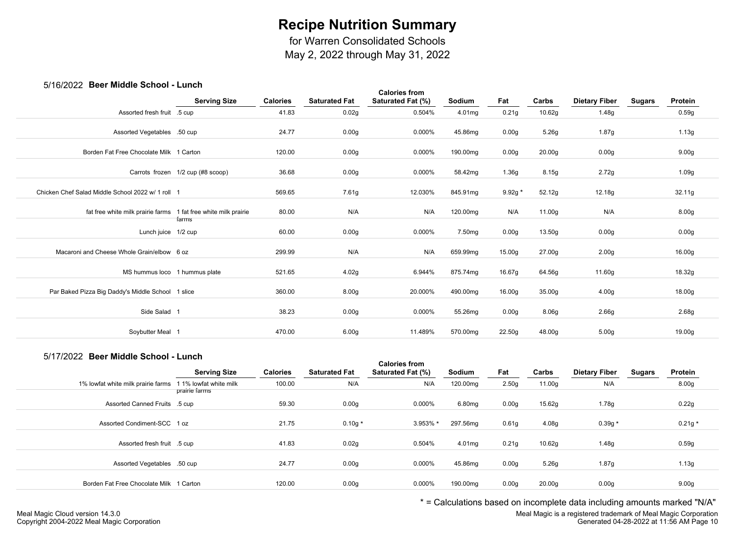# Recipe Nutrition Summary

for Warren Consolidated Schools
May 2, 2022 through May 31, 2022

## 5/16/2022 Beer Middle School - Lunch

| | Serving Size | Calories | Saturated Fat | Calories from Saturated Fat (%) | Sodium | Fat | Carbs | Dietary Fiber | Sugars | Protein |
|---|---|---|---|---|---|---|---|---|---|---|
| Assorted fresh fruit | .5 cup | 41.83 | 0.02g | 0.504% | 4.01mg | 0.21g | 10.62g | 1.48g | | 0.59g |
| Assorted Vegetables | .50 cup | 24.77 | 0.00g | 0.000% | 45.86mg | 0.00g | 5.26g | 1.87g | | 1.13g |
| Borden Fat Free Chocolate Milk | 1 Carton | 120.00 | 0.00g | 0.000% | 190.00mg | 0.00g | 20.00g | 0.00g | | 9.00g |
| Carrots frozen | 1/2 cup (#8 scoop) | 36.68 | 0.00g | 0.000% | 58.42mg | 1.36g | 8.15g | 2.72g | | 1.09g |
| Chicken Chef Salad Middle School 2022 w/ 1 roll | 1 | 569.65 | 7.61g | 12.030% | 845.91mg | 9.92g * | 52.12g | 12.18g | | 32.11g |
| fat free white milk prairie farms | 1 fat free white milk prairie farms | 80.00 | N/A | N/A | 120.00mg | N/A | 11.00g | N/A | | 8.00g |
| Lunch juice | 1/2 cup | 60.00 | 0.00g | 0.000% | 7.50mg | 0.00g | 13.50g | 0.00g | | 0.00g |
| Macaroni and Cheese Whole Grain/elbow | 6 oz | 299.99 | N/A | N/A | 659.99mg | 15.00g | 27.00g | 2.00g | | 16.00g |
| MS hummus loco | 1 hummus plate | 521.65 | 4.02g | 6.944% | 875.74mg | 16.67g | 64.56g | 11.60g | | 18.32g |
| Par Baked Pizza Big Daddy's Middle School | 1 slice | 360.00 | 8.00g | 20.000% | 490.00mg | 16.00g | 35.00g | 4.00g | | 18.00g |
| Side Salad | 1 | 38.23 | 0.00g | 0.000% | 55.26mg | 0.00g | 8.06g | 2.66g | | 2.68g |
| Soybutter Meal | 1 | 470.00 | 6.00g | 11.489% | 570.00mg | 22.50g | 48.00g | 5.00g | | 19.00g |

## 5/17/2022 Beer Middle School - Lunch

| | Serving Size | Calories | Saturated Fat | Calories from Saturated Fat (%) | Sodium | Fat | Carbs | Dietary Fiber | Sugars | Protein |
|---|---|---|---|---|---|---|---|---|---|---|
| 1% lowfat white milk prairie farms | 1 1% lowfat white milk prairie farms | 100.00 | N/A | N/A | 120.00mg | 2.50g | 11.00g | N/A | | 8.00g |
| Assorted Canned Fruits | .5 cup | 59.30 | 0.00g | 0.000% | 6.80mg | 0.00g | 15.62g | 1.78g | | 0.22g |
| Assorted Condiment-SCC | 1 oz | 21.75 | 0.10g * | 3.953% * | 297.56mg | 0.61g | 4.08g | 0.39g * | | 0.21g * |
| Assorted fresh fruit | .5 cup | 41.83 | 0.02g | 0.504% | 4.01mg | 0.21g | 10.62g | 1.48g | | 0.59g |
| Assorted Vegetables | .50 cup | 24.77 | 0.00g | 0.000% | 45.86mg | 0.00g | 5.26g | 1.87g | | 1.13g |
| Borden Fat Free Chocolate Milk | 1 Carton | 120.00 | 0.00g | 0.000% | 190.00mg | 0.00g | 20.00g | 0.00g | | 9.00g |

\* = Calculations based on incomplete data including amounts marked "N/A"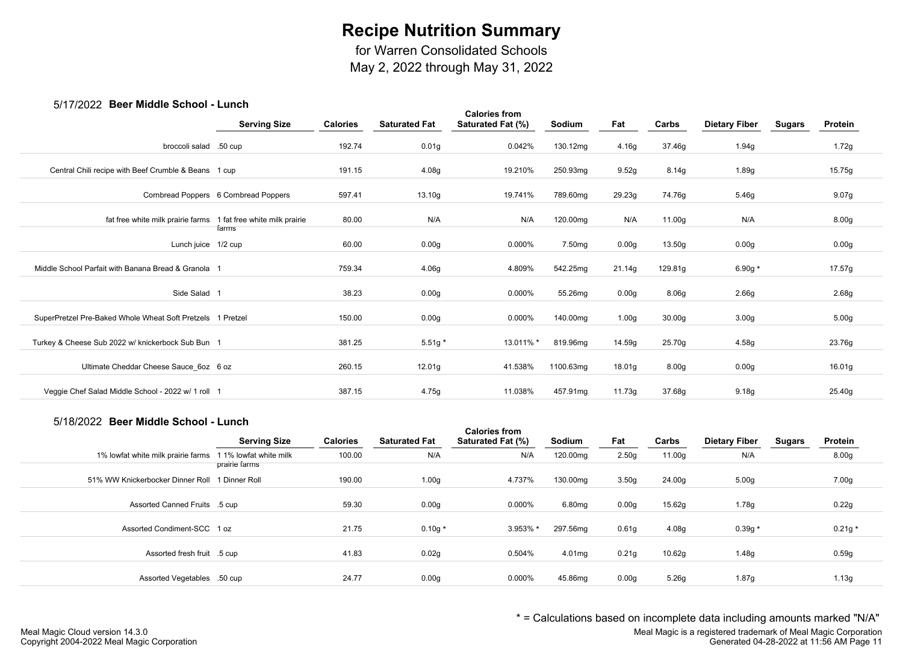# Recipe Nutrition Summary

for Warren Consolidated Schools
May 2, 2022 through May 31, 2022

## 5/17/2022 Beer Middle School - Lunch

| | Serving Size | Calories | Saturated Fat | Calories from Saturated Fat (%) | Sodium | Fat | Carbs | Dietary Fiber | Sugars | Protein |
|---|---|---|---|---|---|---|---|---|---|---|
| broccoli salad | .50 cup | 192.74 | 0.01g | 0.042% | 130.12mg | 4.16g | 37.46g | 1.94g | | 1.72g |
| Central Chili recipe with Beef Crumble & Beans | 1 cup | 191.15 | 4.08g | 19.210% | 250.93mg | 9.52g | 8.14g | 1.89g | | 15.75g |
| Cornbread Poppers | 6 Cornbread Poppers | 597.41 | 13.10g | 19.741% | 789.60mg | 29.23g | 74.76g | 5.46g | | 9.07g |
| fat free white milk prairie farms | 1 fat free white milk prairie farms | 80.00 | N/A | N/A | 120.00mg | N/A | 11.00g | N/A | | 8.00g |
| Lunch juice | 1/2 cup | 60.00 | 0.00g | 0.000% | 7.50mg | 0.00g | 13.50g | 0.00g | | 0.00g |
| Middle School Parfait with Banana Bread & Granola | 1 | 759.34 | 4.06g | 4.809% | 542.25mg | 21.14g | 129.81g | 6.90g * | | 17.57g |
| Side Salad | 1 | 38.23 | 0.00g | 0.000% | 55.26mg | 0.00g | 8.06g | 2.66g | | 2.68g |
| SuperPretzel Pre-Baked Whole Wheat Soft Pretzels | 1 Pretzel | 150.00 | 0.00g | 0.000% | 140.00mg | 1.00g | 30.00g | 3.00g | | 5.00g |
| Turkey & Cheese Sub 2022 w/ knickerbock Sub Bun | 1 | 381.25 | 5.51g * | 13.011% * | 819.96mg | 14.59g | 25.70g | 4.58g | | 23.76g |
| Ultimate Cheddar Cheese Sauce_6oz | 6 oz | 260.15 | 12.01g | 41.538% | 1100.63mg | 18.01g | 8.00g | 0.00g | | 16.01g |
| Veggie Chef Salad Middle School - 2022 w/ 1 roll | 1 | 387.15 | 4.75g | 11.038% | 457.91mg | 11.73g | 37.68g | 9.18g | | 25.40g |

## 5/18/2022 Beer Middle School - Lunch

| | Serving Size | Calories | Saturated Fat | Calories from Saturated Fat (%) | Sodium | Fat | Carbs | Dietary Fiber | Sugars | Protein |
|---|---|---|---|---|---|---|---|---|---|---|
| 1% lowfat white milk prairie farms | 1 1% lowfat white milk prairie farms | 100.00 | N/A | N/A | 120.00mg | 2.50g | 11.00g | N/A | | 8.00g |
| 51% WW Knickerbocker Dinner Roll | 1 Dinner Roll | 190.00 | 1.00g | 4.737% | 130.00mg | 3.50g | 24.00g | 5.00g | | 7.00g |
| Assorted Canned Fruits | .5 cup | 59.30 | 0.00g | 0.000% | 6.80mg | 0.00g | 15.62g | 1.78g | | 0.22g |
| Assorted Condiment-SCC | 1 oz | 21.75 | 0.10g * | 3.953% * | 297.56mg | 0.61g | 4.08g | 0.39g * | | 0.21g * |
| Assorted fresh fruit | .5 cup | 41.83 | 0.02g | 0.504% | 4.01mg | 0.21g | 10.62g | 1.48g | | 0.59g |
| Assorted Vegetables | .50 cup | 24.77 | 0.00g | 0.000% | 45.86mg | 0.00g | 5.26g | 1.87g | | 1.13g |

\* = Calculations based on incomplete data including amounts marked "N/A"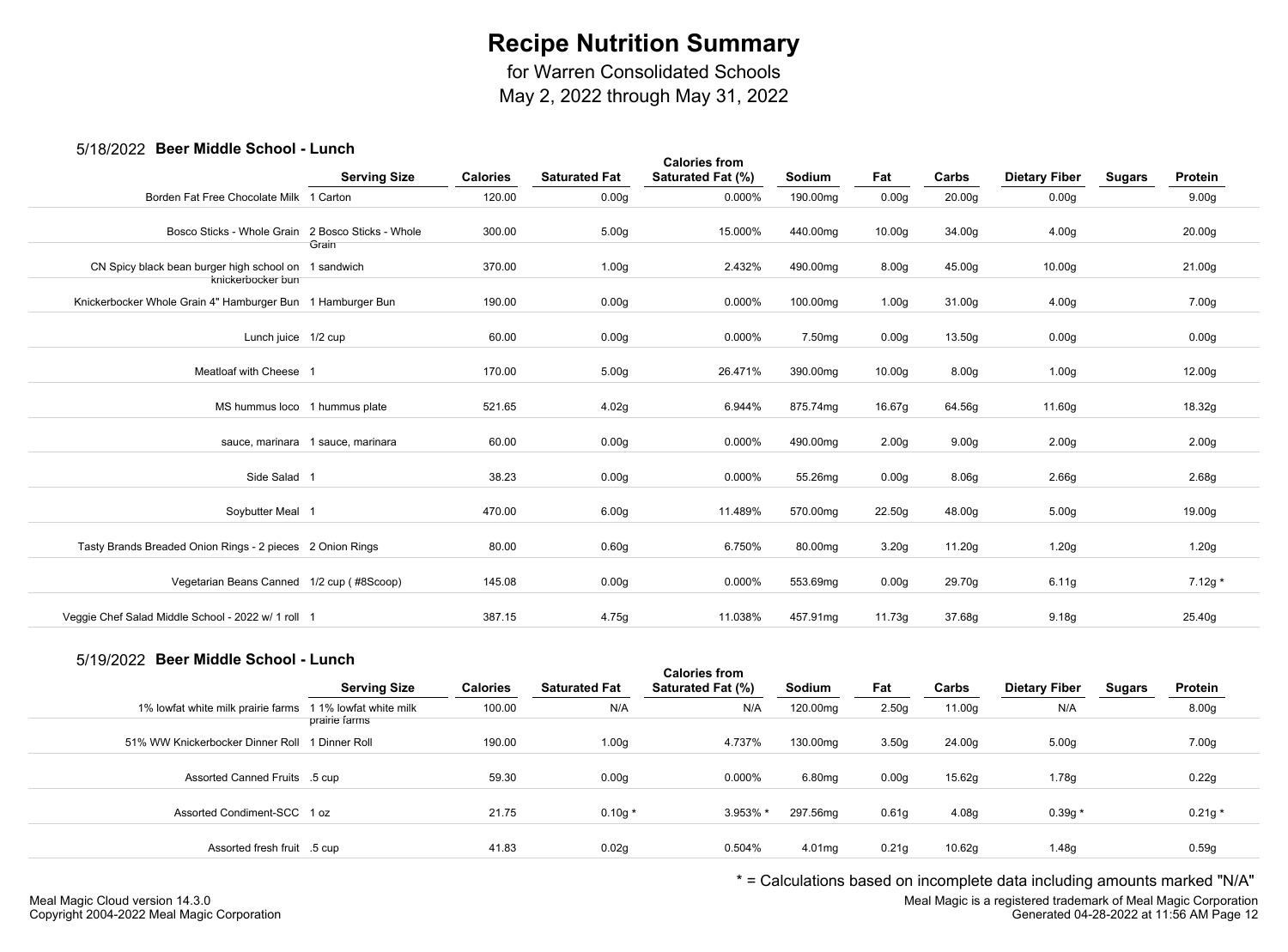# Recipe Nutrition Summary

for Warren Consolidated Schools
May 2, 2022 through May 31, 2022

## 5/18/2022 Beer Middle School - Lunch

| | Serving Size | Calories | Saturated Fat | Calories from Saturated Fat (%) | Sodium | Fat | Carbs | Dietary Fiber | Sugars | Protein |
|---|---|---|---|---|---|---|---|---|---|---|
| Borden Fat Free Chocolate Milk | 1 Carton | 120.00 | 0.00g | 0.000% | 190.00mg | 0.00g | 20.00g | 0.00g | | 9.00g |
| Bosco Sticks - Whole Grain | 2 Bosco Sticks - Whole Grain | 300.00 | 5.00g | 15.000% | 440.00mg | 10.00g | 34.00g | 4.00g | | 20.00g |
| CN Spicy black bean burger high school on knickerbocker bun | 1 sandwich | 370.00 | 1.00g | 2.432% | 490.00mg | 8.00g | 45.00g | 10.00g | | 21.00g |
| Knickerbocker Whole Grain 4" Hamburger Bun | 1 Hamburger Bun | 190.00 | 0.00g | 0.000% | 100.00mg | 1.00g | 31.00g | 4.00g | | 7.00g |
| Lunch juice | 1/2 cup | 60.00 | 0.00g | 0.000% | 7.50mg | 0.00g | 13.50g | 0.00g | | 0.00g |
| Meatloaf with Cheese | 1 | 170.00 | 5.00g | 26.471% | 390.00mg | 10.00g | 8.00g | 1.00g | | 12.00g |
| MS hummus loco | 1 hummus plate | 521.65 | 4.02g | 6.944% | 875.74mg | 16.67g | 64.56g | 11.60g | | 18.32g |
| sauce, marinara | 1 sauce, marinara | 60.00 | 0.00g | 0.000% | 490.00mg | 2.00g | 9.00g | 2.00g | | 2.00g |
| Side Salad | 1 | 38.23 | 0.00g | 0.000% | 55.26mg | 0.00g | 8.06g | 2.66g | | 2.68g |
| Soybutter Meal | 1 | 470.00 | 6.00g | 11.489% | 570.00mg | 22.50g | 48.00g | 5.00g | | 19.00g |
| Tasty Brands Breaded Onion Rings - 2 pieces | 2 Onion Rings | 80.00 | 0.60g | 6.750% | 80.00mg | 3.20g | 11.20g | 1.20g | | 1.20g |
| Vegetarian Beans Canned | 1/2 cup ( #8Scoop) | 145.08 | 0.00g | 0.000% | 553.69mg | 0.00g | 29.70g | 6.11g | | 7.12g * |
| Veggie Chef Salad Middle School - 2022 w/ 1 roll | 1 | 387.15 | 4.75g | 11.038% | 457.91mg | 11.73g | 37.68g | 9.18g | | 25.40g |

## 5/19/2022 Beer Middle School - Lunch

| | Serving Size | Calories | Saturated Fat | Calories from Saturated Fat (%) | Sodium | Fat | Carbs | Dietary Fiber | Sugars | Protein |
|---|---|---|---|---|---|---|---|---|---|---|
| 1% lowfat white milk prairie farms | 1 1% lowfat white milk prairie farms | 100.00 | N/A | N/A | 120.00mg | 2.50g | 11.00g | N/A | | 8.00g |
| 51% WW Knickerbocker Dinner Roll | 1 Dinner Roll | 190.00 | 1.00g | 4.737% | 130.00mg | 3.50g | 24.00g | 5.00g | | 7.00g |
| Assorted Canned Fruits | .5 cup | 59.30 | 0.00g | 0.000% | 6.80mg | 0.00g | 15.62g | 1.78g | | 0.22g |
| Assorted Condiment-SCC | 1 oz | 21.75 | 0.10g * | 3.953% * | 297.56mg | 0.61g | 4.08g | 0.39g * | | 0.21g * |
| Assorted fresh fruit | .5 cup | 41.83 | 0.02g | 0.504% | 4.01mg | 0.21g | 10.62g | 1.48g | | 0.59g |

* = Calculations based on incomplete data including amounts marked "N/A"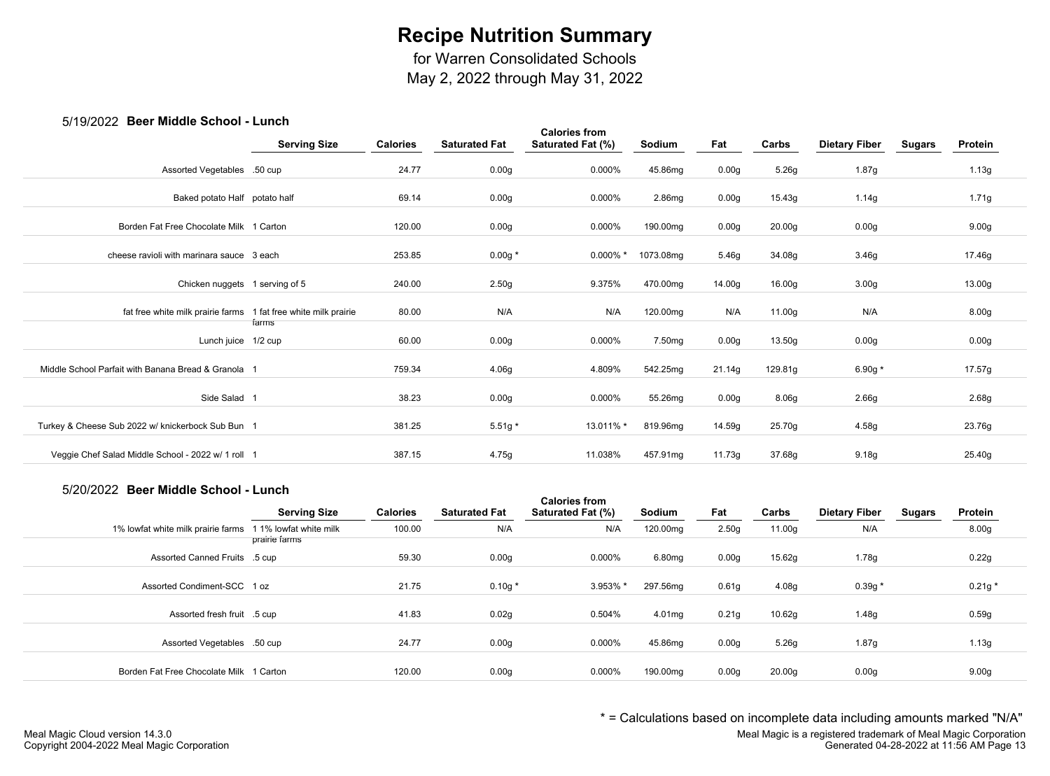# Recipe Nutrition Summary

for Warren Consolidated Schools
May 2, 2022 through May 31, 2022

## 5/19/2022 Beer Middle School - Lunch

| | Serving Size | Calories | Saturated Fat | Calories from Saturated Fat (%) | Sodium | Fat | Carbs | Dietary Fiber | Sugars | Protein |
|---|---|---|---|---|---|---|---|---|---|---|
| Assorted Vegetables | .50 cup | 24.77 | 0.00g | 0.000% | 45.86mg | 0.00g | 5.26g | 1.87g | | 1.13g |
| Baked potato Half | potato half | 69.14 | 0.00g | 0.000% | 2.86mg | 0.00g | 15.43g | 1.14g | | 1.71g |
| Borden Fat Free Chocolate Milk | 1 Carton | 120.00 | 0.00g | 0.000% | 190.00mg | 0.00g | 20.00g | 0.00g | | 9.00g |
| cheese ravioli with marinara sauce | 3 each | 253.85 | 0.00g * | 0.000% * | 1073.08mg | 5.46g | 34.08g | 3.46g | | 17.46g |
| Chicken nuggets | 1 serving of 5 | 240.00 | 2.50g | 9.375% | 470.00mg | 14.00g | 16.00g | 3.00g | | 13.00g |
| fat free white milk prairie farms | 1 fat free white milk prairie farms | 80.00 | N/A | N/A | 120.00mg | N/A | 11.00g | N/A | | 8.00g |
| Lunch juice | 1/2 cup | 60.00 | 0.00g | 0.000% | 7.50mg | 0.00g | 13.50g | 0.00g | | 0.00g |
| Middle School Parfait with Banana Bread & Granola | 1 | 759.34 | 4.06g | 4.809% | 542.25mg | 21.14g | 129.81g | 6.90g * | | 17.57g |
| Side Salad | 1 | 38.23 | 0.00g | 0.000% | 55.26mg | 0.00g | 8.06g | 2.66g | | 2.68g |
| Turkey & Cheese Sub 2022 w/ knickerbock Sub Bun | 1 | 381.25 | 5.51g * | 13.011% * | 819.96mg | 14.59g | 25.70g | 4.58g | | 23.76g |
| Veggie Chef Salad Middle School - 2022 w/ 1 roll | 1 | 387.15 | 4.75g | 11.038% | 457.91mg | 11.73g | 37.68g | 9.18g | | 25.40g |

## 5/20/2022 Beer Middle School - Lunch

| | Serving Size | Calories | Saturated Fat | Calories from Saturated Fat (%) | Sodium | Fat | Carbs | Dietary Fiber | Sugars | Protein |
|---|---|---|---|---|---|---|---|---|---|---|
| 1% lowfat white milk prairie farms | 1 1% lowfat white milk prairie farms | 100.00 | N/A | N/A | 120.00mg | 2.50g | 11.00g | N/A | | 8.00g |
| Assorted Canned Fruits | .5 cup | 59.30 | 0.00g | 0.000% | 6.80mg | 0.00g | 15.62g | 1.78g | | 0.22g |
| Assorted Condiment-SCC | 1 oz | 21.75 | 0.10g * | 3.953% * | 297.56mg | 0.61g | 4.08g | 0.39g * | | 0.21g * |
| Assorted fresh fruit | .5 cup | 41.83 | 0.02g | 0.504% | 4.01mg | 0.21g | 10.62g | 1.48g | | 0.59g |
| Assorted Vegetables | .50 cup | 24.77 | 0.00g | 0.000% | 45.86mg | 0.00g | 5.26g | 1.87g | | 1.13g |
| Borden Fat Free Chocolate Milk | 1 Carton | 120.00 | 0.00g | 0.000% | 190.00mg | 0.00g | 20.00g | 0.00g | | 9.00g |

* = Calculations based on incomplete data including amounts marked "N/A"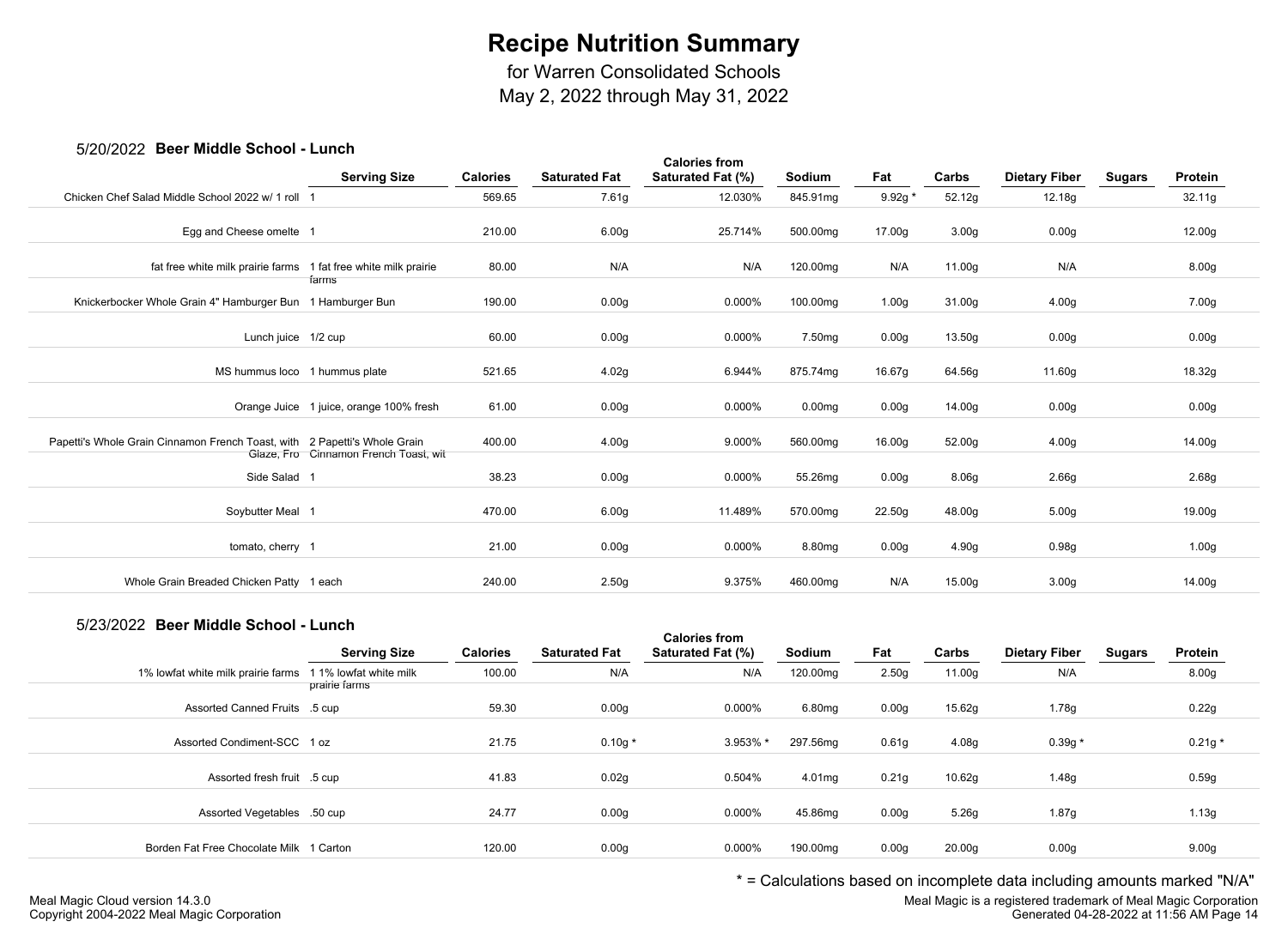# Recipe Nutrition Summary

for Warren Consolidated Schools
May 2, 2022 through May 31, 2022

## 5/20/2022 Beer Middle School - Lunch

| | Serving Size | Calories | Saturated Fat | Calories from Saturated Fat (%) | Sodium | Fat | Carbs | Dietary Fiber | Sugars | Protein |
|---|---|---|---|---|---|---|---|---|---|---|
| Chicken Chef Salad Middle School 2022 w/ 1 roll | 1 | 569.65 | 7.61g | 12.030% | 845.91mg | 9.92g * | 52.12g | 12.18g | | 32.11g |
| Egg and Cheese omelte | 1 | 210.00 | 6.00g | 25.714% | 500.00mg | 17.00g | 3.00g | 0.00g | | 12.00g |
| fat free white milk prairie farms | 1 fat free white milk prairie farms | 80.00 | N/A | N/A | 120.00mg | N/A | 11.00g | N/A | | 8.00g |
| Knickerbocker Whole Grain 4" Hamburger Bun | 1 Hamburger Bun | 190.00 | 0.00g | 0.000% | 100.00mg | 1.00g | 31.00g | 4.00g | | 7.00g |
| Lunch juice | 1/2 cup | 60.00 | 0.00g | 0.000% | 7.50mg | 0.00g | 13.50g | 0.00g | | 0.00g |
| MS hummus loco | 1 hummus plate | 521.65 | 4.02g | 6.944% | 875.74mg | 16.67g | 64.56g | 11.60g | | 18.32g |
| Orange Juice | 1 juice, orange 100% fresh | 61.00 | 0.00g | 0.000% | 0.00mg | 0.00g | 14.00g | 0.00g | | 0.00g |
| Papetti's Whole Grain Cinnamon French Toast, with Glaze, Fro | 2 Papetti's Whole Grain Cinnamon French Toast, wit | 400.00 | 4.00g | 9.000% | 560.00mg | 16.00g | 52.00g | 4.00g | | 14.00g |
| Side Salad | 1 | 38.23 | 0.00g | 0.000% | 55.26mg | 0.00g | 8.06g | 2.66g | | 2.68g |
| Soybutter Meal | 1 | 470.00 | 6.00g | 11.489% | 570.00mg | 22.50g | 48.00g | 5.00g | | 19.00g |
| tomato, cherry | 1 | 21.00 | 0.00g | 0.000% | 8.80mg | 0.00g | 4.90g | 0.98g | | 1.00g |
| Whole Grain Breaded Chicken Patty | 1 each | 240.00 | 2.50g | 9.375% | 460.00mg | N/A | 15.00g | 3.00g | | 14.00g |

## 5/23/2022 Beer Middle School - Lunch

| | Serving Size | Calories | Saturated Fat | Calories from Saturated Fat (%) | Sodium | Fat | Carbs | Dietary Fiber | Sugars | Protein |
|---|---|---|---|---|---|---|---|---|---|---|
| 1% lowfat white milk prairie farms | 1 1% lowfat white milk prairie farms | 100.00 | N/A | N/A | 120.00mg | 2.50g | 11.00g | N/A | | 8.00g |
| Assorted Canned Fruits | .5 cup | 59.30 | 0.00g | 0.000% | 6.80mg | 0.00g | 15.62g | 1.78g | | 0.22g |
| Assorted Condiment-SCC | 1 oz | 21.75 | 0.10g * | 3.953% * | 297.56mg | 0.61g | 4.08g | 0.39g * | | 0.21g * |
| Assorted fresh fruit | .5 cup | 41.83 | 0.02g | 0.504% | 4.01mg | 0.21g | 10.62g | 1.48g | | 0.59g |
| Assorted Vegetables | .50 cup | 24.77 | 0.00g | 0.000% | 45.86mg | 0.00g | 5.26g | 1.87g | | 1.13g |
| Borden Fat Free Chocolate Milk | 1 Carton | 120.00 | 0.00g | 0.000% | 190.00mg | 0.00g | 20.00g | 0.00g | | 9.00g |

* = Calculations based on incomplete data including amounts marked "N/A"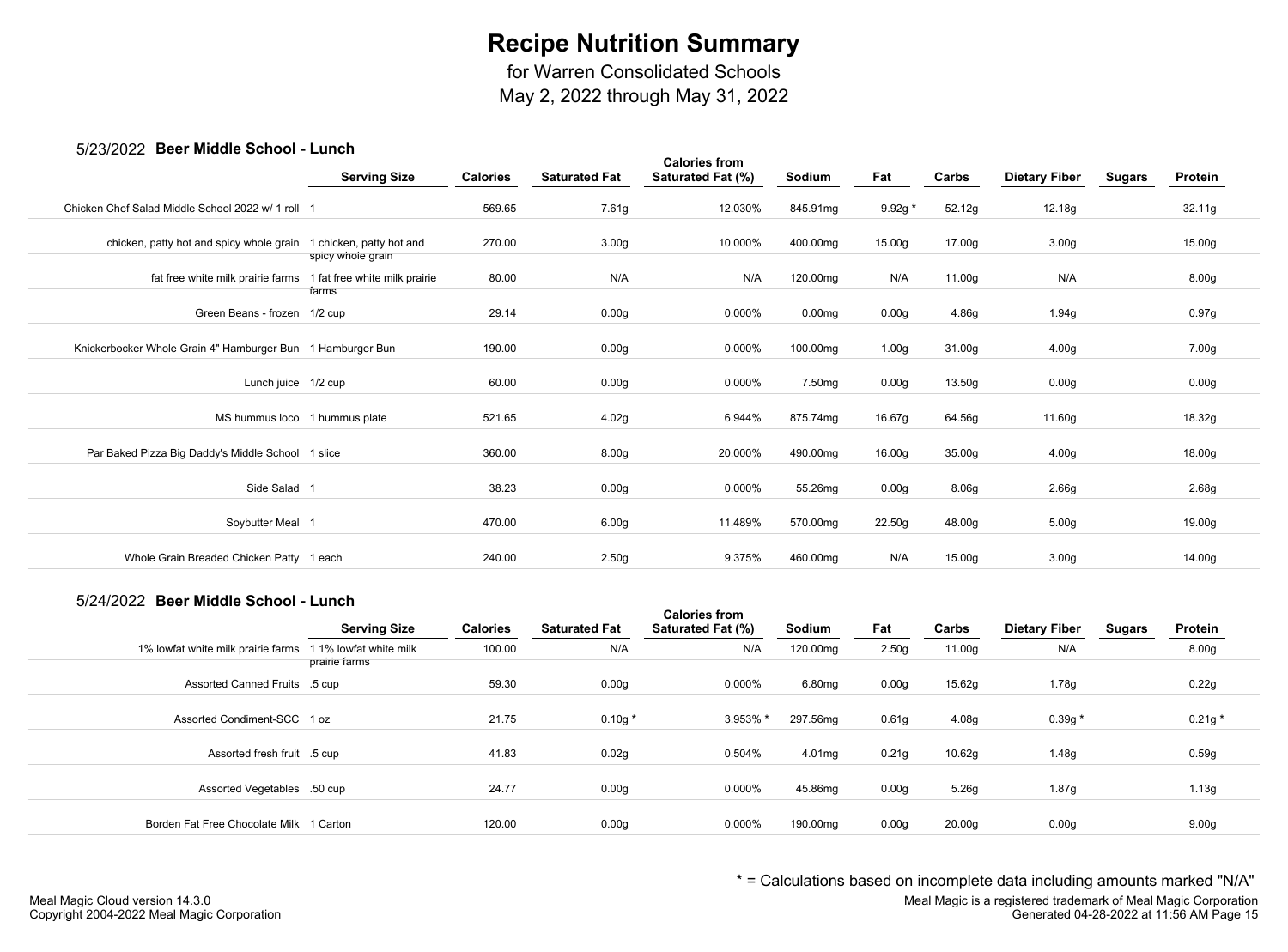# Recipe Nutrition Summary

for Warren Consolidated Schools
May 2, 2022 through May 31, 2022

## 5/23/2022 Beer Middle School - Lunch

| | Serving Size | Calories | Saturated Fat | Calories from Saturated Fat (%) | Sodium | Fat | Carbs | Dietary Fiber | Sugars | Protein |
|---|---|---|---|---|---|---|---|---|---|---|
| Chicken Chef Salad Middle School 2022 w/ 1 roll | 1 | 569.65 | 7.61g | 12.030% | 845.91mg | 9.92g * | 52.12g | 12.18g | | 32.11g |
| chicken, patty hot and spicy whole grain | 1 chicken, patty hot and spicy whole grain | 270.00 | 3.00g | 10.000% | 400.00mg | 15.00g | 17.00g | 3.00g | | 15.00g |
| fat free white milk prairie farms | 1 fat free white milk prairie farms | 80.00 | N/A | N/A | 120.00mg | N/A | 11.00g | N/A | | 8.00g |
| Green Beans - frozen | 1/2 cup | 29.14 | 0.00g | 0.000% | 0.00mg | 0.00g | 4.86g | 1.94g | | 0.97g |
| Knickerbocker Whole Grain 4" Hamburger Bun | 1 Hamburger Bun | 190.00 | 0.00g | 0.000% | 100.00mg | 1.00g | 31.00g | 4.00g | | 7.00g |
| Lunch juice | 1/2 cup | 60.00 | 0.00g | 0.000% | 7.50mg | 0.00g | 13.50g | 0.00g | | 0.00g |
| MS hummus loco | 1 hummus plate | 521.65 | 4.02g | 6.944% | 875.74mg | 16.67g | 64.56g | 11.60g | | 18.32g |
| Par Baked Pizza Big Daddy's Middle School | 1 slice | 360.00 | 8.00g | 20.000% | 490.00mg | 16.00g | 35.00g | 4.00g | | 18.00g |
| Side Salad | 1 | 38.23 | 0.00g | 0.000% | 55.26mg | 0.00g | 8.06g | 2.66g | | 2.68g |
| Soybutter Meal | 1 | 470.00 | 6.00g | 11.489% | 570.00mg | 22.50g | 48.00g | 5.00g | | 19.00g |
| Whole Grain Breaded Chicken Patty | 1 each | 240.00 | 2.50g | 9.375% | 460.00mg | N/A | 15.00g | 3.00g | | 14.00g |

## 5/24/2022 Beer Middle School - Lunch

| | Serving Size | Calories | Saturated Fat | Calories from Saturated Fat (%) | Sodium | Fat | Carbs | Dietary Fiber | Sugars | Protein |
|---|---|---|---|---|---|---|---|---|---|---|
| 1% lowfat white milk prairie farms | 1 1% lowfat white milk prairie farms | 100.00 | N/A | N/A | 120.00mg | 2.50g | 11.00g | N/A | | 8.00g |
| Assorted Canned Fruits | .5 cup | 59.30 | 0.00g | 0.000% | 6.80mg | 0.00g | 15.62g | 1.78g | | 0.22g |
| Assorted Condiment-SCC | 1 oz | 21.75 | 0.10g * | 3.953% * | 297.56mg | 0.61g | 4.08g | 0.39g * | | 0.21g * |
| Assorted fresh fruit | .5 cup | 41.83 | 0.02g | 0.504% | 4.01mg | 0.21g | 10.62g | 1.48g | | 0.59g |
| Assorted Vegetables | .50 cup | 24.77 | 0.00g | 0.000% | 45.86mg | 0.00g | 5.26g | 1.87g | | 1.13g |
| Borden Fat Free Chocolate Milk | 1 Carton | 120.00 | 0.00g | 0.000% | 190.00mg | 0.00g | 20.00g | 0.00g | | 9.00g |

\* = Calculations based on incomplete data including amounts marked "N/A"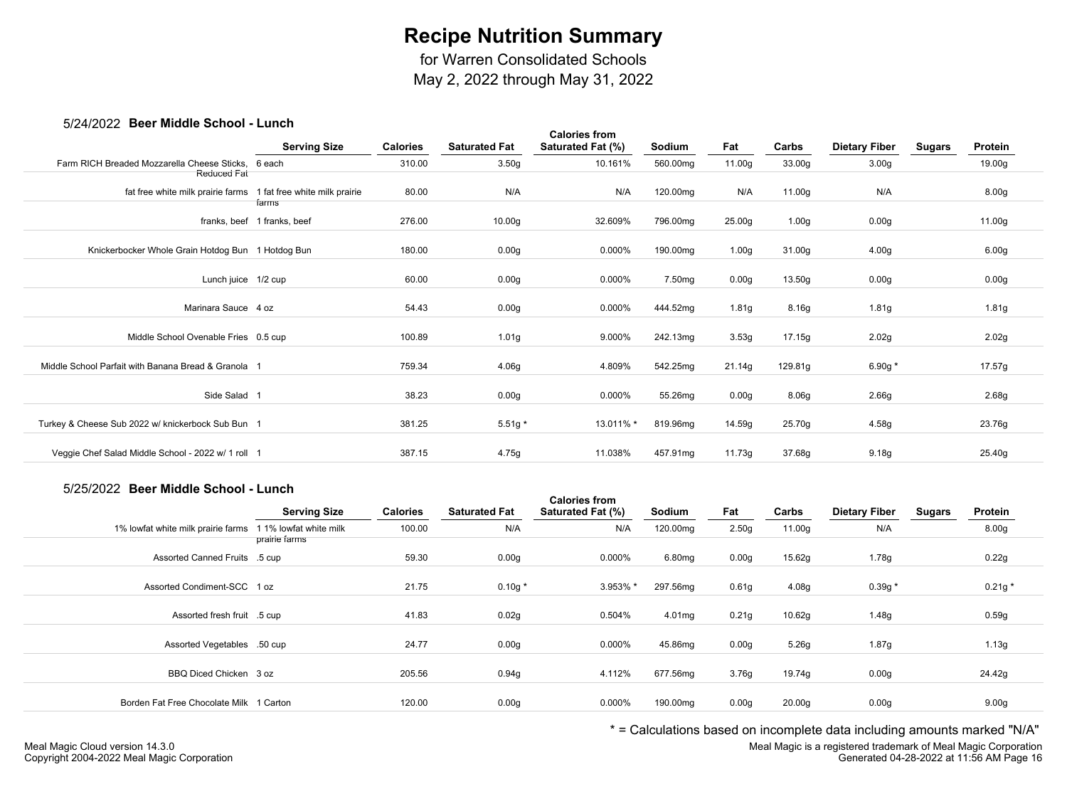# Recipe Nutrition Summary

for Warren Consolidated Schools
May 2, 2022 through May 31, 2022

## 5/24/2022 **Beer Middle School - Lunch**

| | Serving Size | Calories | Saturated Fat | Calories from Saturated Fat (%) | Sodium | Fat | Carbs | Dietary Fiber | Sugars | Protein |
|---|---|---|---|---|---|---|---|---|---|---|
| Farm RICH Breaded Mozzarella Cheese Sticks, Reduced Fat | 6 each | 310.00 | 3.50g | 10.161% | 560.00mg | 11.00g | 33.00g | 3.00g | | 19.00g |
| fat free white milk prairie farms | 1 fat free white milk prairie farms | 80.00 | N/A | N/A | 120.00mg | N/A | 11.00g | N/A | | 8.00g |
| franks, beef | 1 franks, beef | 276.00 | 10.00g | 32.609% | 796.00mg | 25.00g | 1.00g | 0.00g | | 11.00g |
| Knickerbocker Whole Grain Hotdog Bun | 1 Hotdog Bun | 180.00 | 0.00g | 0.000% | 190.00mg | 1.00g | 31.00g | 4.00g | | 6.00g |
| Lunch juice | 1/2 cup | 60.00 | 0.00g | 0.000% | 7.50mg | 0.00g | 13.50g | 0.00g | | 0.00g |
| Marinara Sauce | 4 oz | 54.43 | 0.00g | 0.000% | 444.52mg | 1.81g | 8.16g | 1.81g | | 1.81g |
| Middle School Ovenable Fries | 0.5 cup | 100.89 | 1.01g | 9.000% | 242.13mg | 3.53g | 17.15g | 2.02g | | 2.02g |
| Middle School Parfait with Banana Bread & Granola | 1 | 759.34 | 4.06g | 4.809% | 542.25mg | 21.14g | 129.81g | 6.90g * | | 17.57g |
| Side Salad | 1 | 38.23 | 0.00g | 0.000% | 55.26mg | 0.00g | 8.06g | 2.66g | | 2.68g |
| Turkey & Cheese Sub 2022 w/ knickerbock Sub Bun | 1 | 381.25 | 5.51g * | 13.011% * | 819.96mg | 14.59g | 25.70g | 4.58g | | 23.76g |
| Veggie Chef Salad Middle School - 2022 w/ 1 roll | 1 | 387.15 | 4.75g | 11.038% | 457.91mg | 11.73g | 37.68g | 9.18g | | 25.40g |

## 5/25/2022 **Beer Middle School - Lunch**

| | Serving Size | Calories | Saturated Fat | Calories from Saturated Fat (%) | Sodium | Fat | Carbs | Dietary Fiber | Sugars | Protein |
|---|---|---|---|---|---|---|---|---|---|---|
| 1% lowfat white milk prairie farms | 1 1% lowfat white milk prairie farms | 100.00 | N/A | N/A | 120.00mg | 2.50g | 11.00g | N/A | | 8.00g |
| Assorted Canned Fruits | .5 cup | 59.30 | 0.00g | 0.000% | 6.80mg | 0.00g | 15.62g | 1.78g | | 0.22g |
| Assorted Condiment-SCC | 1 oz | 21.75 | 0.10g * | 3.953% * | 297.56mg | 0.61g | 4.08g | 0.39g * | | 0.21g * |
| Assorted fresh fruit | .5 cup | 41.83 | 0.02g | 0.504% | 4.01mg | 0.21g | 10.62g | 1.48g | | 0.59g |
| Assorted Vegetables | .50 cup | 24.77 | 0.00g | 0.000% | 45.86mg | 0.00g | 5.26g | 1.87g | | 1.13g |
| BBQ Diced Chicken | 3 oz | 205.56 | 0.94g | 4.112% | 677.56mg | 3.76g | 19.74g | 0.00g | | 24.42g |
| Borden Fat Free Chocolate Milk | 1 Carton | 120.00 | 0.00g | 0.000% | 190.00mg | 0.00g | 20.00g | 0.00g | | 9.00g |

\* = Calculations based on incomplete data including amounts marked "N/A"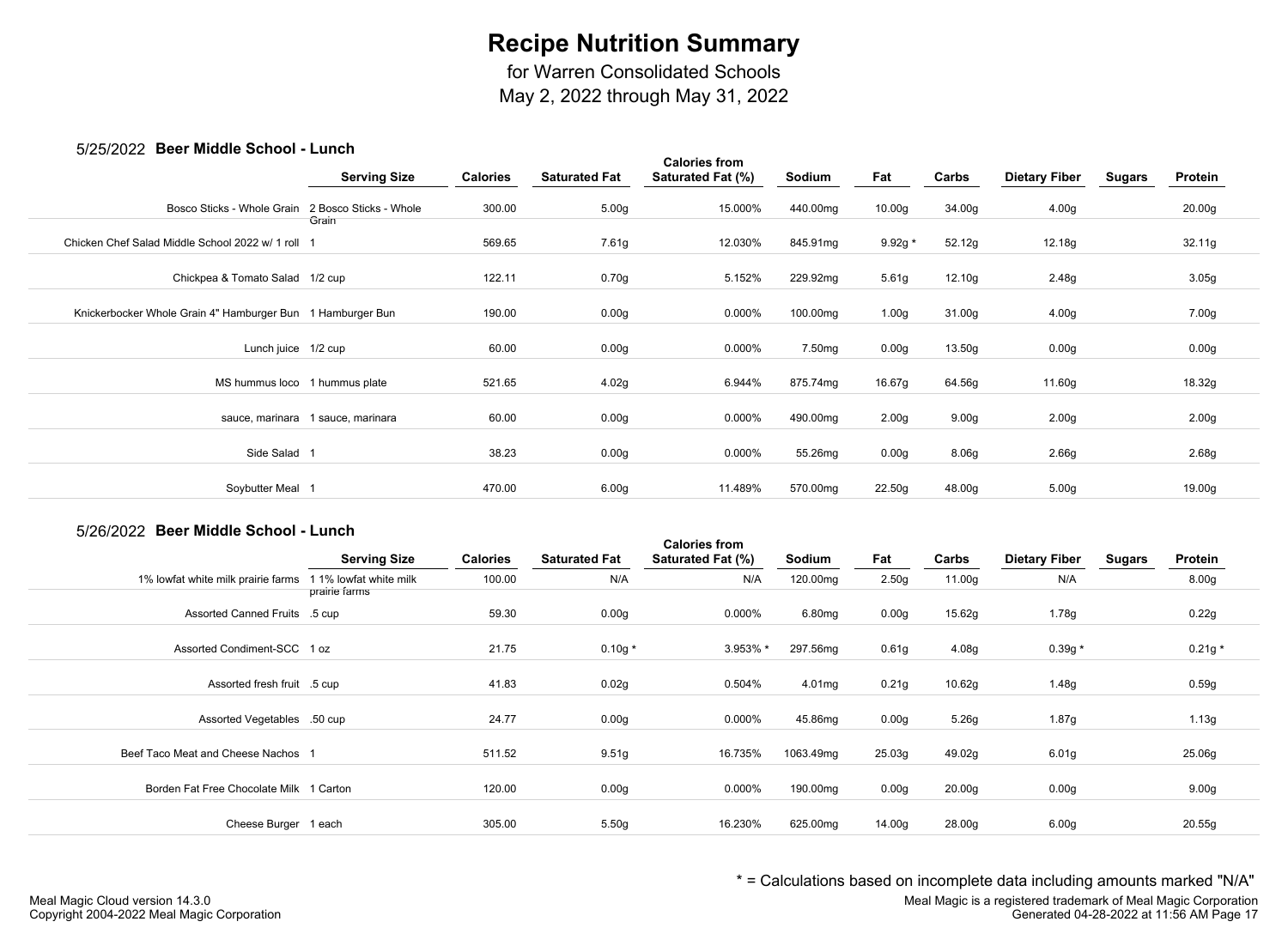# Recipe Nutrition Summary

for Warren Consolidated Schools
May 2, 2022 through May 31, 2022

## 5/25/2022 **Beer Middle School - Lunch**

| | Serving Size | Calories | Saturated Fat | Calories from Saturated Fat (%) | Sodium | Fat | Carbs | Dietary Fiber | Sugars | Protein |
|---|---|---|---|---|---|---|---|---|---|---|
| Bosco Sticks - Whole Grain | 2 Bosco Sticks - Whole Grain | 300.00 | 5.00g | 15.000% | 440.00mg | 10.00g | 34.00g | 4.00g | | 20.00g |
| Chicken Chef Salad Middle School 2022 w/ 1 roll | 1 | 569.65 | 7.61g | 12.030% | 845.91mg | 9.92g * | 52.12g | 12.18g | | 32.11g |
| Chickpea & Tomato Salad | 1/2 cup | 122.11 | 0.70g | 5.152% | 229.92mg | 5.61g | 12.10g | 2.48g | | 3.05g |
| Knickerbocker Whole Grain 4" Hamburger Bun | 1 Hamburger Bun | 190.00 | 0.00g | 0.000% | 100.00mg | 1.00g | 31.00g | 4.00g | | 7.00g |
| Lunch juice | 1/2 cup | 60.00 | 0.00g | 0.000% | 7.50mg | 0.00g | 13.50g | 0.00g | | 0.00g |
| MS hummus loco | 1 hummus plate | 521.65 | 4.02g | 6.944% | 875.74mg | 16.67g | 64.56g | 11.60g | | 18.32g |
| sauce, marinara | 1 sauce, marinara | 60.00 | 0.00g | 0.000% | 490.00mg | 2.00g | 9.00g | 2.00g | | 2.00g |
| Side Salad | 1 | 38.23 | 0.00g | 0.000% | 55.26mg | 0.00g | 8.06g | 2.66g | | 2.68g |
| Soybutter Meal | 1 | 470.00 | 6.00g | 11.489% | 570.00mg | 22.50g | 48.00g | 5.00g | | 19.00g |

## 5/26/2022 **Beer Middle School - Lunch**

| | Serving Size | Calories | Saturated Fat | Calories from Saturated Fat (%) | Sodium | Fat | Carbs | Dietary Fiber | Sugars | Protein |
|---|---|---|---|---|---|---|---|---|---|---|
| 1% lowfat white milk prairie farms | 1 1% lowfat white milk prairie farms | 100.00 | N/A | N/A | 120.00mg | 2.50g | 11.00g | N/A | | 8.00g |
| Assorted Canned Fruits | .5 cup | 59.30 | 0.00g | 0.000% | 6.80mg | 0.00g | 15.62g | 1.78g | | 0.22g |
| Assorted Condiment-SCC | 1 oz | 21.75 | 0.10g * | 3.953% * | 297.56mg | 0.61g | 4.08g | 0.39g * | | 0.21g * |
| Assorted fresh fruit | .5 cup | 41.83 | 0.02g | 0.504% | 4.01mg | 0.21g | 10.62g | 1.48g | | 0.59g |
| Assorted Vegetables | .50 cup | 24.77 | 0.00g | 0.000% | 45.86mg | 0.00g | 5.26g | 1.87g | | 1.13g |
| Beef Taco Meat and Cheese Nachos | 1 | 511.52 | 9.51g | 16.735% | 1063.49mg | 25.03g | 49.02g | 6.01g | | 25.06g |
| Borden Fat Free Chocolate Milk | 1 Carton | 120.00 | 0.00g | 0.000% | 190.00mg | 0.00g | 20.00g | 0.00g | | 9.00g |
| Cheese Burger | 1 each | 305.00 | 5.50g | 16.230% | 625.00mg | 14.00g | 28.00g | 6.00g | | 20.55g |

\* = Calculations based on incomplete data including amounts marked "N/A"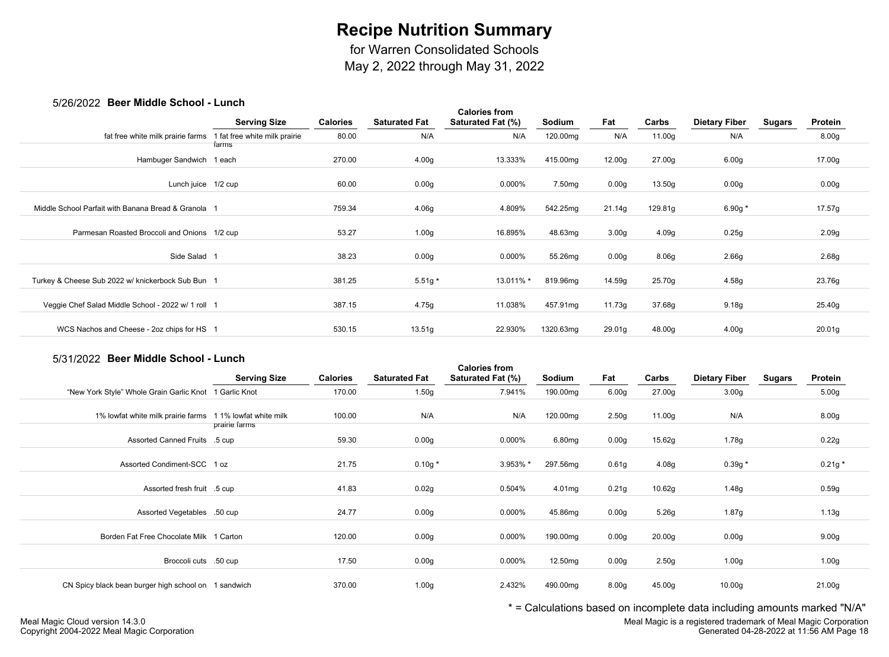# Recipe Nutrition Summary

for Warren Consolidated Schools

May 2, 2022 through May 31, 2022

## 5/26/2022 Beer Middle School - Lunch

| | Serving Size | Calories | Saturated Fat | Calories from Saturated Fat (%) | Sodium | Fat | Carbs | Dietary Fiber | Sugars | Protein |
|---|---|---|---|---|---|---|---|---|---|---|
| fat free white milk prairie farms | 1 fat free white milk prairie farms | 80.00 | N/A | N/A | 120.00mg | N/A | 11.00g | N/A | | 8.00g |
| Hamburger Sandwich | 1 each | 270.00 | 4.00g | 13.333% | 415.00mg | 12.00g | 27.00g | 6.00g | | 17.00g |
| Lunch juice | 1/2 cup | 60.00 | 0.00g | 0.000% | 7.50mg | 0.00g | 13.50g | 0.00g | | 0.00g |
| Middle School Parfait with Banana Bread & Granola | 1 | 759.34 | 4.06g | 4.809% | 542.25mg | 21.14g | 129.81g | 6.90g * | | 17.57g |
| Parmesan Roasted Broccoli and Onions | 1/2 cup | 53.27 | 1.00g | 16.895% | 48.63mg | 3.00g | 4.09g | 0.25g | | 2.09g |
| Side Salad | 1 | 38.23 | 0.00g | 0.000% | 55.26mg | 0.00g | 8.06g | 2.66g | | 2.68g |
| Turkey & Cheese Sub 2022 w/ knickerbock Sub Bun | 1 | 381.25 | 5.51g * | 13.011% * | 819.96mg | 14.59g | 25.70g | 4.58g | | 23.76g |
| Veggie Chef Salad Middle School - 2022 w/ 1 roll | 1 | 387.15 | 4.75g | 11.038% | 457.91mg | 11.73g | 37.68g | 9.18g | | 25.40g |
| WCS Nachos and Cheese - 2oz chips for HS | 1 | 530.15 | 13.51g | 22.930% | 1320.63mg | 29.01g | 48.00g | 4.00g | | 20.01g |

## 5/31/2022 Beer Middle School - Lunch

| | Serving Size | Calories | Saturated Fat | Calories from Saturated Fat (%) | Sodium | Fat | Carbs | Dietary Fiber | Sugars | Protein |
|---|---|---|---|---|---|---|---|---|---|---|
| "New York Style" Whole Grain Garlic Knot | 1 Garlic Knot | 170.00 | 1.50g | 7.941% | 190.00mg | 6.00g | 27.00g | 3.00g | | 5.00g |
| 1% lowfat white milk prairie farms | 1 1% lowfat white milk prairie farms | 100.00 | N/A | N/A | 120.00mg | 2.50g | 11.00g | N/A | | 8.00g |
| Assorted Canned Fruits | .5 cup | 59.30 | 0.00g | 0.000% | 6.80mg | 0.00g | 15.62g | 1.78g | | 0.22g |
| Assorted Condiment-SCC | 1 oz | 21.75 | 0.10g * | 3.953% * | 297.56mg | 0.61g | 4.08g | 0.39g * | | 0.21g * |
| Assorted fresh fruit | .5 cup | 41.83 | 0.02g | 0.504% | 4.01mg | 0.21g | 10.62g | 1.48g | | 0.59g |
| Assorted Vegetables | .50 cup | 24.77 | 0.00g | 0.000% | 45.86mg | 0.00g | 5.26g | 1.87g | | 1.13g |
| Borden Fat Free Chocolate Milk | 1 Carton | 120.00 | 0.00g | 0.000% | 190.00mg | 0.00g | 20.00g | 0.00g | | 9.00g |
| Broccoli cuts | .50 cup | 17.50 | 0.00g | 0.000% | 12.50mg | 0.00g | 2.50g | 1.00g | | 1.00g |
| CN Spicy black bean burger high school on | 1 sandwich | 370.00 | 1.00g | 2.432% | 490.00mg | 8.00g | 45.00g | 10.00g | | 21.00g |

* = Calculations based on incomplete data including amounts marked "N/A"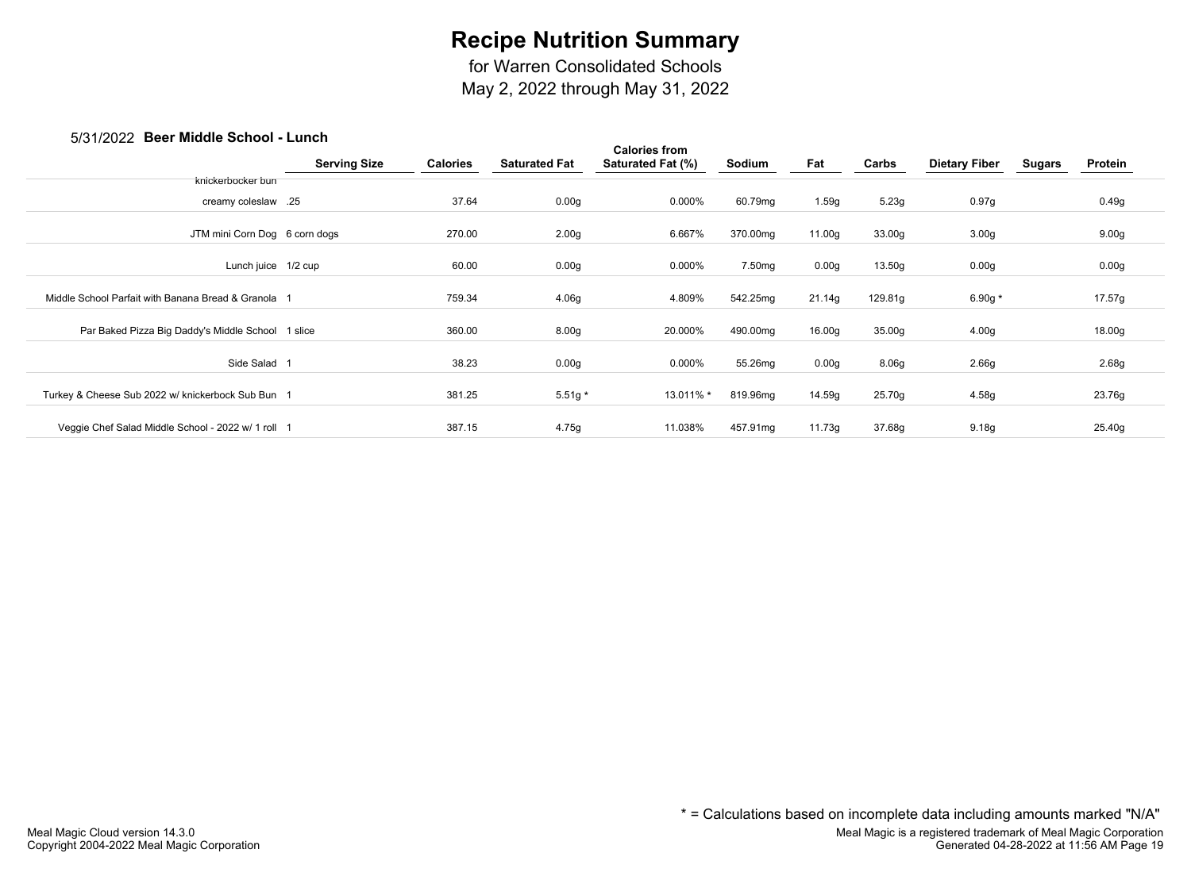# Recipe Nutrition Summary

for Warren Consolidated Schools
May 2, 2022 through May 31, 2022

5/31/2022 **Beer Middle School - Lunch**

| | Serving Size | Calories | Saturated Fat | Calories from Saturated Fat (%) | Sodium | Fat | Carbs | Dietary Fiber | Sugars | Protein |
|---|---|---|---|---|---|---|---|---|---|---|
| knickerbocker bun | | | | | | | | | | |
| creamy coleslaw | .25 | 37.64 | 0.00g | 0.000% | 60.79mg | 1.59g | 5.23g | 0.97g | | 0.49g |
| JTM mini Corn Dog | 6 corn dogs | 270.00 | 2.00g | 6.667% | 370.00mg | 11.00g | 33.00g | 3.00g | | 9.00g |
| Lunch juice | 1/2 cup | 60.00 | 0.00g | 0.000% | 7.50mg | 0.00g | 13.50g | 0.00g | | 0.00g |
| Middle School Parfait with Banana Bread & Granola | 1 | 759.34 | 4.06g | 4.809% | 542.25mg | 21.14g | 129.81g | 6.90g * | | 17.57g |
| Par Baked Pizza Big Daddy's Middle School | 1 slice | 360.00 | 8.00g | 20.000% | 490.00mg | 16.00g | 35.00g | 4.00g | | 18.00g |
| Side Salad | 1 | 38.23 | 0.00g | 0.000% | 55.26mg | 0.00g | 8.06g | 2.66g | | 2.68g |
| Turkey & Cheese Sub 2022 w/ knickerbock Sub Bun | 1 | 381.25 | 5.51g * | 13.011% * | 819.96mg | 14.59g | 25.70g | 4.58g | | 23.76g |
| Veggie Chef Salad Middle School - 2022 w/ 1 roll | 1 | 387.15 | 4.75g | 11.038% | 457.91mg | 11.73g | 37.68g | 9.18g | | 25.40g |

* = Calculations based on incomplete data including amounts marked "N/A"